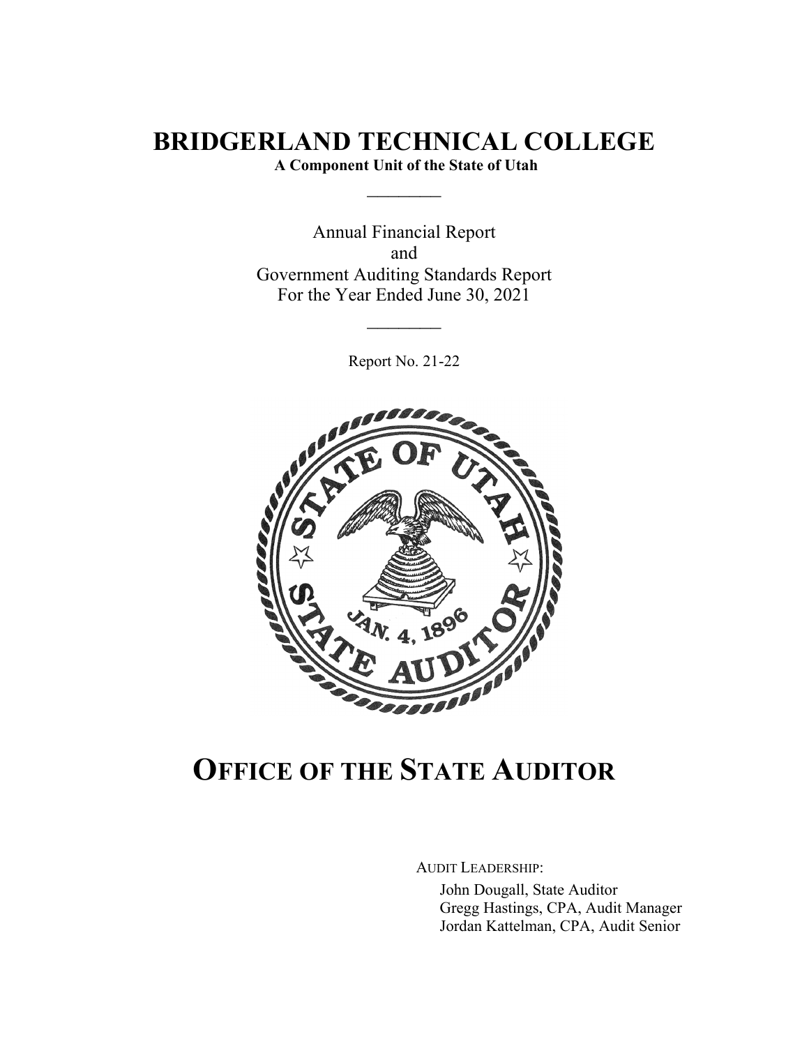# BRIDGERLAND TECHNICAL COLLEGE

**A Component Unit of the State of Utah**

\_\_\_\_\_\_\_\_

Annual Financial Report
and
Government Auditing Standards Report
For the Year Ended June 30, 2021

\_\_\_\_\_\_\_\_

Report No. 21-22

# OFFICE OF THE STATE AUDITOR

AUDIT LEADERSHIP:

John Dougall, State Auditor
Gregg Hastings, CPA, Audit Manager
Jordan Kattelman, CPA, Audit Senior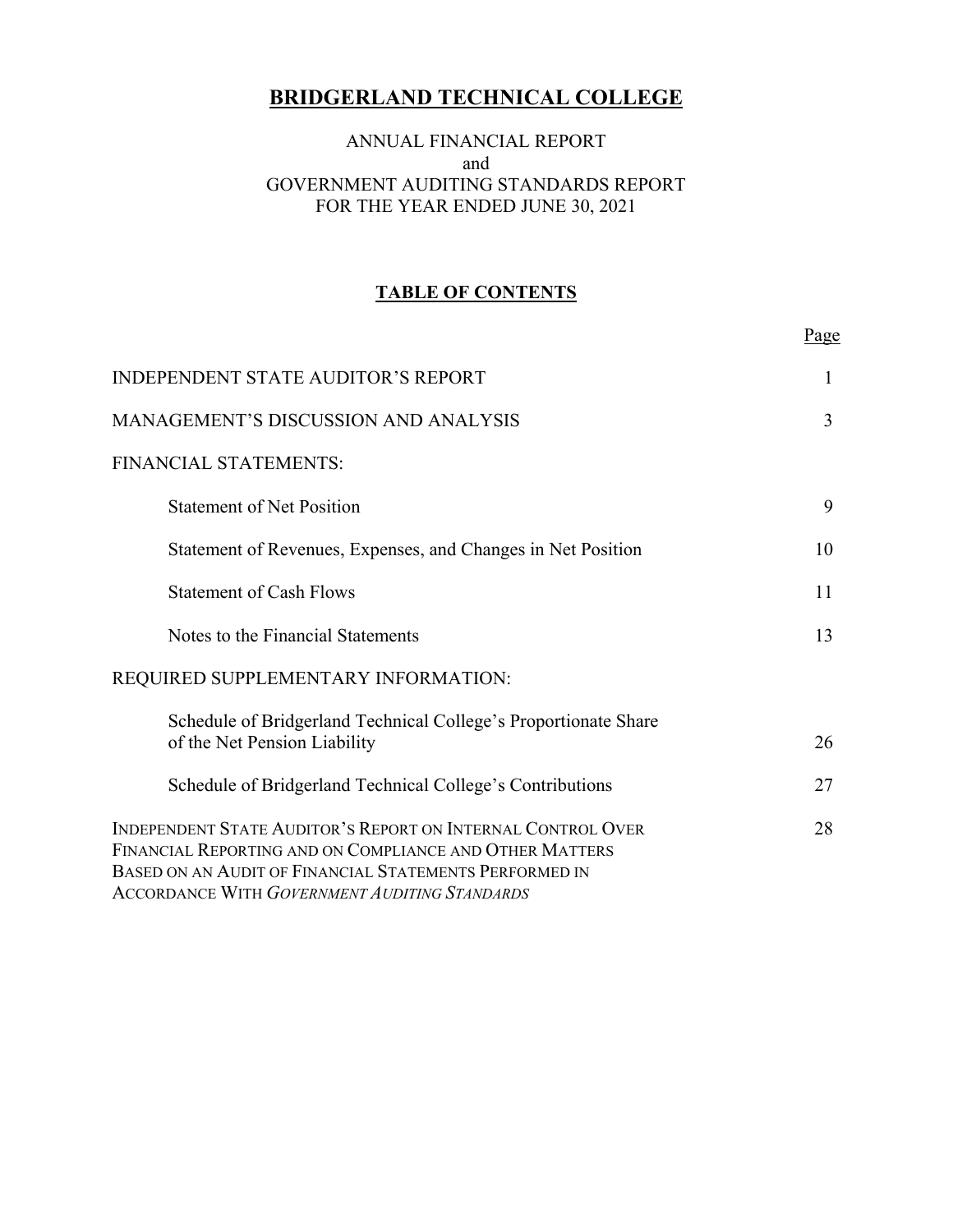# BRIDGERLAND TECHNICAL COLLEGE

ANNUAL FINANCIAL REPORT
and
GOVERNMENT AUDITING STANDARDS REPORT
FOR THE YEAR ENDED JUNE 30, 2021

## TABLE OF CONTENTS

| | Page |
|---|---|
| INDEPENDENT STATE AUDITOR'S REPORT | 1 |
| MANAGEMENT'S DISCUSSION AND ANALYSIS | 3 |
| FINANCIAL STATEMENTS: | |
| Statement of Net Position | 9 |
| Statement of Revenues, Expenses, and Changes in Net Position | 10 |
| Statement of Cash Flows | 11 |
| Notes to the Financial Statements | 13 |
| REQUIRED SUPPLEMENTARY INFORMATION: | |
| Schedule of Bridgerland Technical College's Proportionate Share of the Net Pension Liability | 26 |
| Schedule of Bridgerland Technical College's Contributions | 27 |
| INDEPENDENT STATE AUDITOR'S REPORT ON INTERNAL CONTROL OVER FINANCIAL REPORTING AND ON COMPLIANCE AND OTHER MATTERS BASED ON AN AUDIT OF FINANCIAL STATEMENTS PERFORMED IN ACCORDANCE WITH *GOVERNMENT AUDITING STANDARDS* | 28 |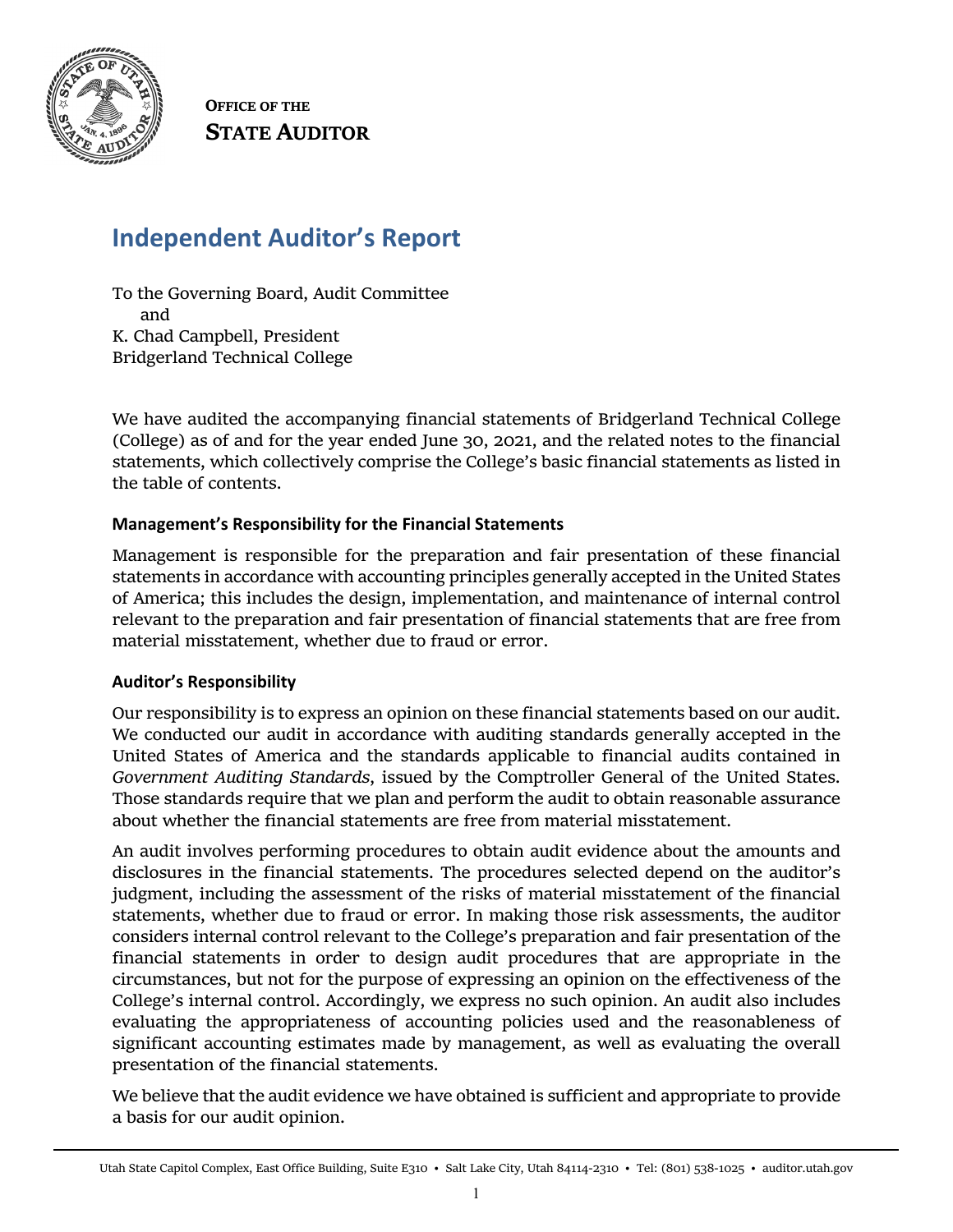**OFFICE OF THE STATE AUDITOR**

# Independent Auditor's Report

To the Governing Board, Audit Committee
and
K. Chad Campbell, President
Bridgerland Technical College

We have audited the accompanying financial statements of Bridgerland Technical College (College) as of and for the year ended June 30, 2021, and the related notes to the financial statements, which collectively comprise the College's basic financial statements as listed in the table of contents.

### Management's Responsibility for the Financial Statements

Management is responsible for the preparation and fair presentation of these financial statements in accordance with accounting principles generally accepted in the United States of America; this includes the design, implementation, and maintenance of internal control relevant to the preparation and fair presentation of financial statements that are free from material misstatement, whether due to fraud or error.

### Auditor's Responsibility

Our responsibility is to express an opinion on these financial statements based on our audit. We conducted our audit in accordance with auditing standards generally accepted in the United States of America and the standards applicable to financial audits contained in *Government Auditing Standards*, issued by the Comptroller General of the United States. Those standards require that we plan and perform the audit to obtain reasonable assurance about whether the financial statements are free from material misstatement.

An audit involves performing procedures to obtain audit evidence about the amounts and disclosures in the financial statements. The procedures selected depend on the auditor's judgment, including the assessment of the risks of material misstatement of the financial statements, whether due to fraud or error. In making those risk assessments, the auditor considers internal control relevant to the College's preparation and fair presentation of the financial statements in order to design audit procedures that are appropriate in the circumstances, but not for the purpose of expressing an opinion on the effectiveness of the College's internal control. Accordingly, we express no such opinion. An audit also includes evaluating the appropriateness of accounting policies used and the reasonableness of significant accounting estimates made by management, as well as evaluating the overall presentation of the financial statements.

We believe that the audit evidence we have obtained is sufficient and appropriate to provide a basis for our audit opinion.

Utah State Capitol Complex, East Office Building, Suite E310 • Salt Lake City, Utah 84114-2310 • Tel: (801) 538-1025 • auditor.utah.gov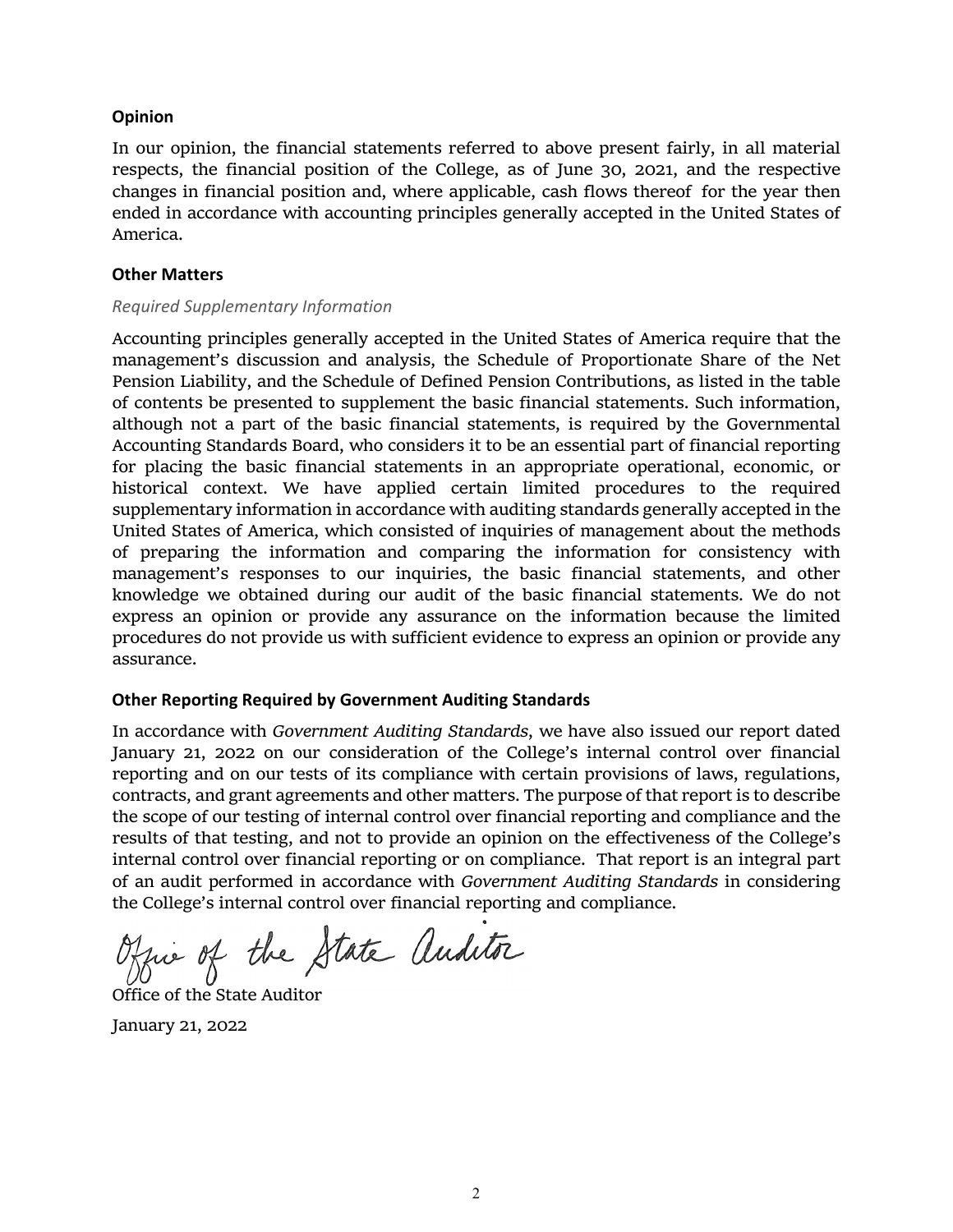### Opinion

In our opinion, the financial statements referred to above present fairly, in all material respects, the financial position of the College, as of June 30, 2021, and the respective changes in financial position and, where applicable, cash flows thereof for the year then ended in accordance with accounting principles generally accepted in the United States of America.

### Other Matters

*Required Supplementary Information*

Accounting principles generally accepted in the United States of America require that the management's discussion and analysis, the Schedule of Proportionate Share of the Net Pension Liability, and the Schedule of Defined Pension Contributions, as listed in the table of contents be presented to supplement the basic financial statements. Such information, although not a part of the basic financial statements, is required by the Governmental Accounting Standards Board, who considers it to be an essential part of financial reporting for placing the basic financial statements in an appropriate operational, economic, or historical context. We have applied certain limited procedures to the required supplementary information in accordance with auditing standards generally accepted in the United States of America, which consisted of inquiries of management about the methods of preparing the information and comparing the information for consistency with management's responses to our inquiries, the basic financial statements, and other knowledge we obtained during our audit of the basic financial statements. We do not express an opinion or provide any assurance on the information because the limited procedures do not provide us with sufficient evidence to express an opinion or provide any assurance.

### Other Reporting Required by Government Auditing Standards

In accordance with *Government Auditing Standards*, we have also issued our report dated January 21, 2022 on our consideration of the College's internal control over financial reporting and on our tests of its compliance with certain provisions of laws, regulations, contracts, and grant agreements and other matters. The purpose of that report is to describe the scope of our testing of internal control over financial reporting and compliance and the results of that testing, and not to provide an opinion on the effectiveness of the College's internal control over financial reporting or on compliance. That report is an integral part of an audit performed in accordance with *Government Auditing Standards* in considering the College's internal control over financial reporting and compliance.

Office of the State Auditor

Office of the State Auditor

January 21, 2022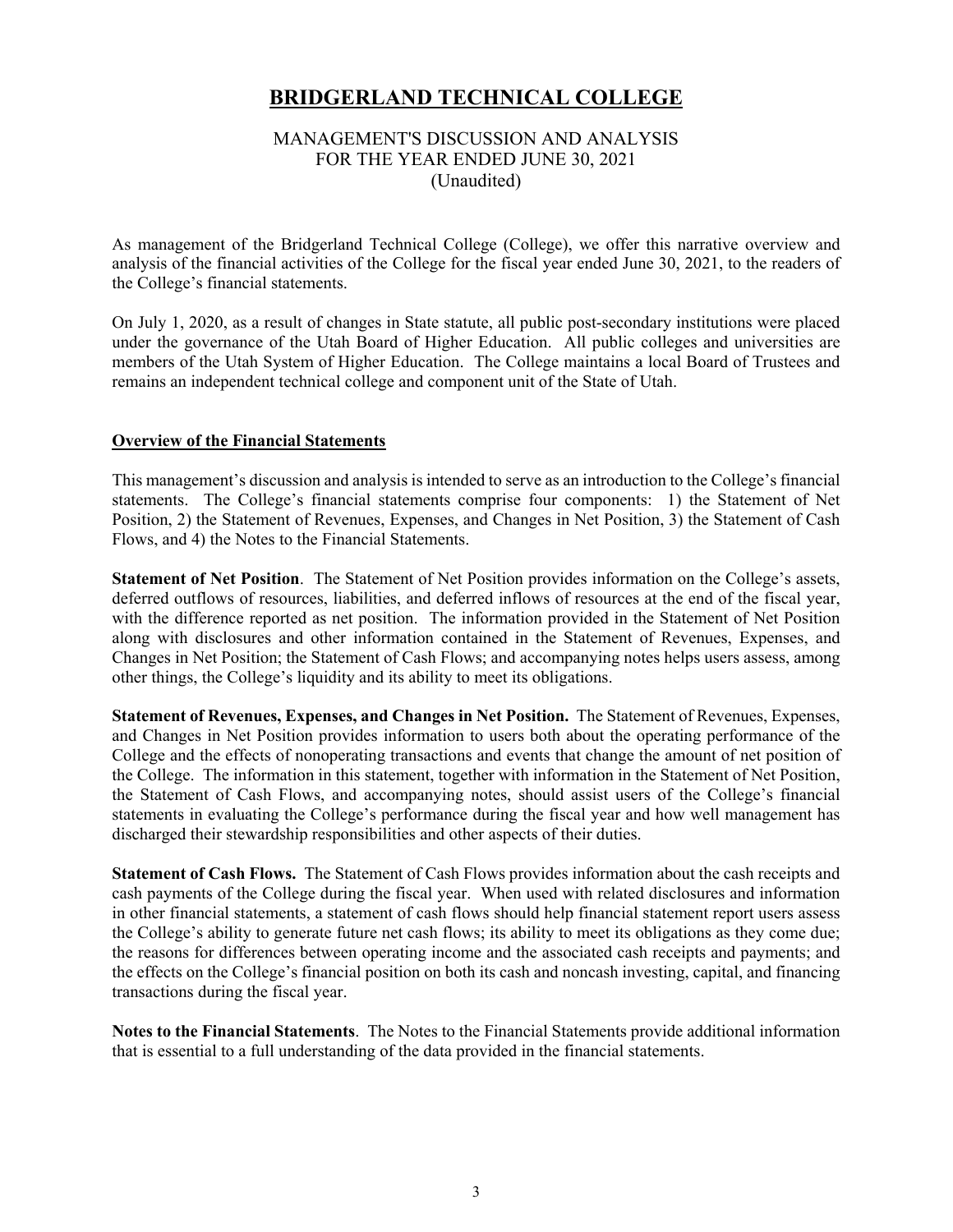# BRIDGERLAND TECHNICAL COLLEGE

## MANAGEMENT'S DISCUSSION AND ANALYSIS
## FOR THE YEAR ENDED JUNE 30, 2021
## (Unaudited)

As management of the Bridgerland Technical College (College), we offer this narrative overview and analysis of the financial activities of the College for the fiscal year ended June 30, 2021, to the readers of the College's financial statements.

On July 1, 2020, as a result of changes in State statute, all public post-secondary institutions were placed under the governance of the Utah Board of Higher Education. All public colleges and universities are members of the Utah System of Higher Education. The College maintains a local Board of Trustees and remains an independent technical college and component unit of the State of Utah.

### Overview of the Financial Statements

This management's discussion and analysis is intended to serve as an introduction to the College's financial statements. The College's financial statements comprise four components: 1) the Statement of Net Position, 2) the Statement of Revenues, Expenses, and Changes in Net Position, 3) the Statement of Cash Flows, and 4) the Notes to the Financial Statements.

**Statement of Net Position**. The Statement of Net Position provides information on the College's assets, deferred outflows of resources, liabilities, and deferred inflows of resources at the end of the fiscal year, with the difference reported as net position. The information provided in the Statement of Net Position along with disclosures and other information contained in the Statement of Revenues, Expenses, and Changes in Net Position; the Statement of Cash Flows; and accompanying notes helps users assess, among other things, the College's liquidity and its ability to meet its obligations.

**Statement of Revenues, Expenses, and Changes in Net Position.** The Statement of Revenues, Expenses, and Changes in Net Position provides information to users both about the operating performance of the College and the effects of nonoperating transactions and events that change the amount of net position of the College. The information in this statement, together with information in the Statement of Net Position, the Statement of Cash Flows, and accompanying notes, should assist users of the College's financial statements in evaluating the College's performance during the fiscal year and how well management has discharged their stewardship responsibilities and other aspects of their duties.

**Statement of Cash Flows.** The Statement of Cash Flows provides information about the cash receipts and cash payments of the College during the fiscal year. When used with related disclosures and information in other financial statements, a statement of cash flows should help financial statement report users assess the College's ability to generate future net cash flows; its ability to meet its obligations as they come due; the reasons for differences between operating income and the associated cash receipts and payments; and the effects on the College's financial position on both its cash and noncash investing, capital, and financing transactions during the fiscal year.

**Notes to the Financial Statements**. The Notes to the Financial Statements provide additional information that is essential to a full understanding of the data provided in the financial statements.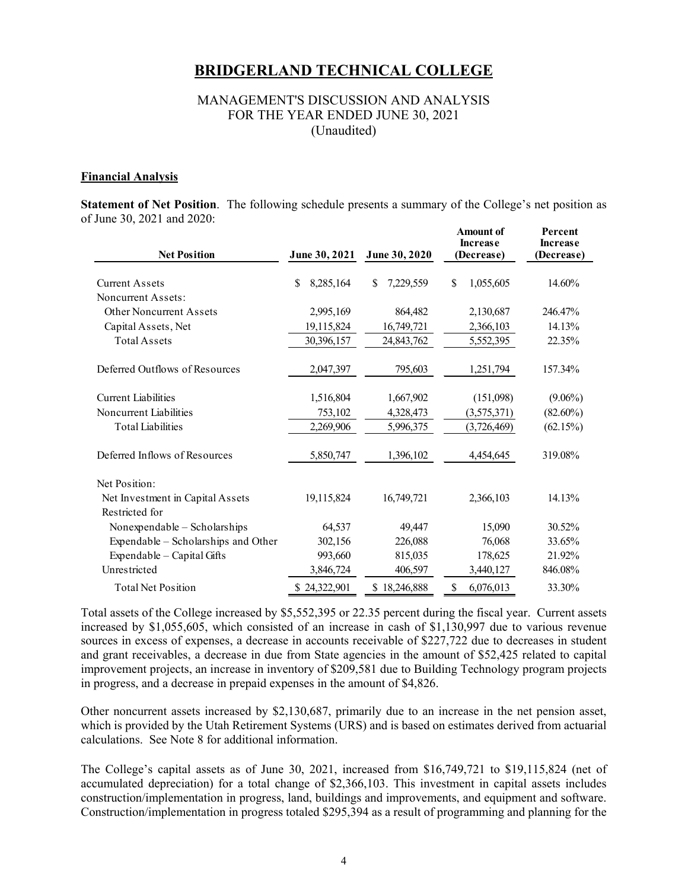# BRIDGERLAND TECHNICAL COLLEGE

MANAGEMENT'S DISCUSSION AND ANALYSIS
FOR THE YEAR ENDED JUNE 30, 2021
(Unaudited)

**Financial Analysis**

**Statement of Net Position**. The following schedule presents a summary of the College's net position as of June 30, 2021 and 2020:

| Net Position | June 30, 2021 | June 30, 2020 | Amount of Increase (Decrease) | Percent Increase (Decrease) |
|---|---|---|---|---|
| Current Assets | $ 8,285,164 | $ 7,229,559 | $ 1,055,605 | 14.60% |
| Noncurrent Assets: | | | | |
| Other Noncurrent Assets | 2,995,169 | 864,482 | 2,130,687 | 246.47% |
| Capital Assets, Net | 19,115,824 | 16,749,721 | 2,366,103 | 14.13% |
| Total Assets | 30,396,157 | 24,843,762 | 5,552,395 | 22.35% |
| Deferred Outflows of Resources | 2,047,397 | 795,603 | 1,251,794 | 157.34% |
| Current Liabilities | 1,516,804 | 1,667,902 | (151,098) | (9.06%) |
| Noncurrent Liabilities | 753,102 | 4,328,473 | (3,575,371) | (82.60%) |
| Total Liabilities | 2,269,906 | 5,996,375 | (3,726,469) | (62.15%) |
| Deferred Inflows of Resources | 5,850,747 | 1,396,102 | 4,454,645 | 319.08% |
| Net Position: | | | | |
| Net Investment in Capital Assets | 19,115,824 | 16,749,721 | 2,366,103 | 14.13% |
| Restricted for | | | | |
| Nonexpendable – Scholarships | 64,537 | 49,447 | 15,090 | 30.52% |
| Expendable – Scholarships and Other | 302,156 | 226,088 | 76,068 | 33.65% |
| Expendable – Capital Gifts | 993,660 | 815,035 | 178,625 | 21.92% |
| Unrestricted | 3,846,724 | 406,597 | 3,440,127 | 846.08% |
| Total Net Position | $ 24,322,901 | $ 18,246,888 | $ 6,076,013 | 33.30% |

Total assets of the College increased by $5,552,395 or 22.35 percent during the fiscal year. Current assets increased by $1,055,605, which consisted of an increase in cash of $1,130,997 due to various revenue sources in excess of expenses, a decrease in accounts receivable of $227,722 due to decreases in student and grant receivables, a decrease in due from State agencies in the amount of $52,425 related to capital improvement projects, an increase in inventory of $209,581 due to Building Technology program projects in progress, and a decrease in prepaid expenses in the amount of $4,826.

Other noncurrent assets increased by $2,130,687, primarily due to an increase in the net pension asset, which is provided by the Utah Retirement Systems (URS) and is based on estimates derived from actuarial calculations. See Note 8 for additional information.

The College's capital assets as of June 30, 2021, increased from $16,749,721 to $19,115,824 (net of accumulated depreciation) for a total change of $2,366,103. This investment in capital assets includes construction/implementation in progress, land, buildings and improvements, and equipment and software. Construction/implementation in progress totaled $295,394 as a result of programming and planning for the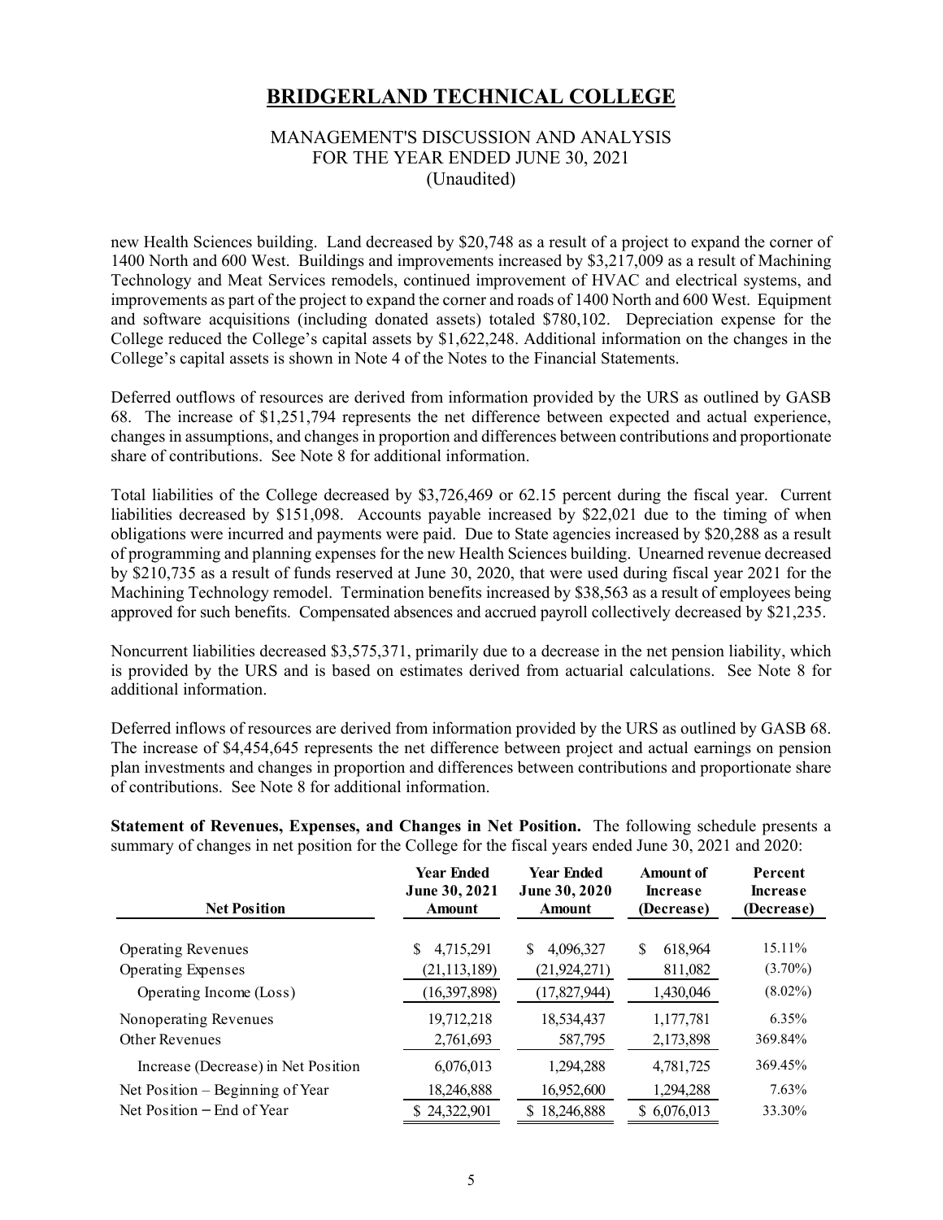new Health Sciences building. Land decreased by $20,748 as a result of a project to expand the corner of 1400 North and 600 West. Buildings and improvements increased by $3,217,009 as a result of Machining Technology and Meat Services remodels, continued improvement of HVAC and electrical systems, and improvements as part of the project to expand the corner and roads of 1400 North and 600 West. Equipment and software acquisitions (including donated assets) totaled $780,102. Depreciation expense for the College reduced the College's capital assets by $1,622,248. Additional information on the changes in the College's capital assets is shown in Note 4 of the Notes to the Financial Statements.

Deferred outflows of resources are derived from information provided by the URS as outlined by GASB 68. The increase of $1,251,794 represents the net difference between expected and actual experience, changes in assumptions, and changes in proportion and differences between contributions and proportionate share of contributions. See Note 8 for additional information.

Total liabilities of the College decreased by $3,726,469 or 62.15 percent during the fiscal year. Current liabilities decreased by $151,098. Accounts payable increased by $22,021 due to the timing of when obligations were incurred and payments were paid. Due to State agencies increased by $20,288 as a result of programming and planning expenses for the new Health Sciences building. Unearned revenue decreased by $210,735 as a result of funds reserved at June 30, 2020, that were used during fiscal year 2021 for the Machining Technology remodel. Termination benefits increased by $38,563 as a result of employees being approved for such benefits. Compensated absences and accrued payroll collectively decreased by $21,235.

Noncurrent liabilities decreased $3,575,371, primarily due to a decrease in the net pension liability, which is provided by the URS and is based on estimates derived from actuarial calculations. See Note 8 for additional information.

Deferred inflows of resources are derived from information provided by the URS as outlined by GASB 68. The increase of $4,454,645 represents the net difference between project and actual earnings on pension plan investments and changes in proportion and differences between contributions and proportionate share of contributions. See Note 8 for additional information.

**Statement of Revenues, Expenses, and Changes in Net Position.** The following schedule presents a summary of changes in net position for the College for the fiscal years ended June 30, 2021 and 2020:

| Net Position | Year Ended June 30, 2021 Amount | Year Ended June 30, 2020 Amount | Amount of Increase (Decrease) | Percent Increase (Decrease) |
|---|---|---|---|---|
| Operating Revenues | $ 4,715,291 | $ 4,096,327 | $ 618,964 | 15.11% |
| Operating Expenses | (21,113,189) | (21,924,271) | 811,082 | (3.70%) |
| Operating Income (Loss) | (16,397,898) | (17,827,944) | 1,430,046 | (8.02%) |
| Nonoperating Revenues | 19,712,218 | 18,534,437 | 1,177,781 | 6.35% |
| Other Revenues | 2,761,693 | 587,795 | 2,173,898 | 369.84% |
| Increase (Decrease) in Net Position | 6,076,013 | 1,294,288 | 4,781,725 | 369.45% |
| Net Position – Beginning of Year | 18,246,888 | 16,952,600 | 1,294,288 | 7.63% |
| Net Position – End of Year | $ 24,322,901 | $ 18,246,888 | $ 6,076,013 | 33.30% |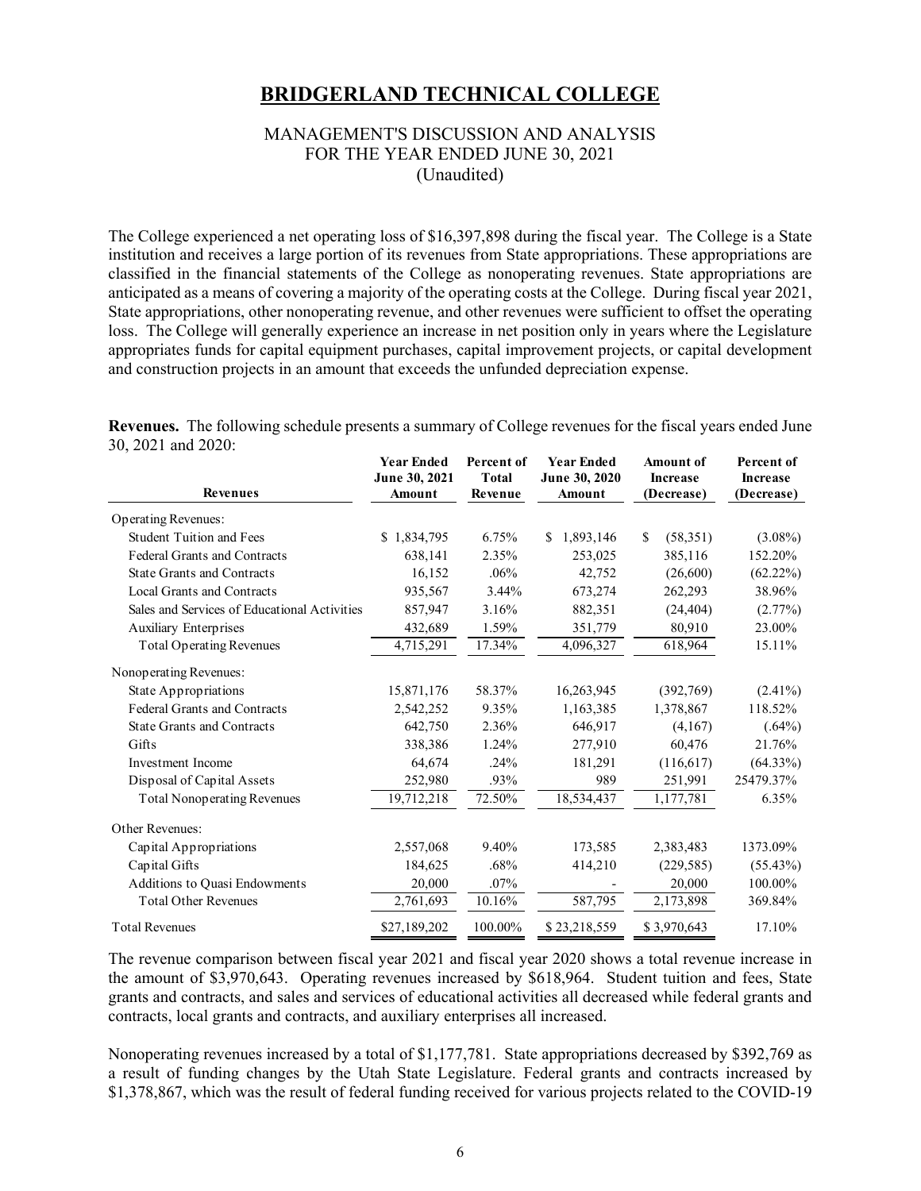# BRIDGERLAND TECHNICAL COLLEGE

MANAGEMENT'S DISCUSSION AND ANALYSIS
FOR THE YEAR ENDED JUNE 30, 2021
(Unaudited)

The College experienced a net operating loss of $16,397,898 during the fiscal year. The College is a State institution and receives a large portion of its revenues from State appropriations. These appropriations are classified in the financial statements of the College as nonoperating revenues. State appropriations are anticipated as a means of covering a majority of the operating costs at the College. During fiscal year 2021, State appropriations, other nonoperating revenue, and other revenues were sufficient to offset the operating loss. The College will generally experience an increase in net position only in years where the Legislature appropriates funds for capital equipment purchases, capital improvement projects, or capital development and construction projects in an amount that exceeds the unfunded depreciation expense.

**Revenues.** The following schedule presents a summary of College revenues for the fiscal years ended June 30, 2021 and 2020:

| Revenues | Year Ended June 30, 2021 Amount | Percent of Total Revenue | Year Ended June 30, 2020 Amount | Amount of Increase (Decrease) | Percent of Increase (Decrease) |
|---|---|---|---|---|---|
| Operating Revenues: | | | | | |
| Student Tuition and Fees | $ 1,834,795 | 6.75% | $ 1,893,146 | $ (58,351) | (3.08%) |
| Federal Grants and Contracts | 638,141 | 2.35% | 253,025 | 385,116 | 152.20% |
| State Grants and Contracts | 16,152 | .06% | 42,752 | (26,600) | (62.22%) |
| Local Grants and Contracts | 935,567 | 3.44% | 673,274 | 262,293 | 38.96% |
| Sales and Services of Educational Activities | 857,947 | 3.16% | 882,351 | (24,404) | (2.77%) |
| Auxiliary Enterprises | 432,689 | 1.59% | 351,779 | 80,910 | 23.00% |
| Total Operating Revenues | 4,715,291 | 17.34% | 4,096,327 | 618,964 | 15.11% |
| Nonoperating Revenues: | | | | | |
| State Appropriations | 15,871,176 | 58.37% | 16,263,945 | (392,769) | (2.41%) |
| Federal Grants and Contracts | 2,542,252 | 9.35% | 1,163,385 | 1,378,867 | 118.52% |
| State Grants and Contracts | 642,750 | 2.36% | 646,917 | (4,167) | (.64%) |
| Gifts | 338,386 | 1.24% | 277,910 | 60,476 | 21.76% |
| Investment Income | 64,674 | .24% | 181,291 | (116,617) | (64.33%) |
| Disposal of Capital Assets | 252,980 | .93% | 989 | 251,991 | 25479.37% |
| Total Nonoperating Revenues | 19,712,218 | 72.50% | 18,534,437 | 1,177,781 | 6.35% |
| Other Revenues: | | | | | |
| Capital Appropriations | 2,557,068 | 9.40% | 173,585 | 2,383,483 | 1373.09% |
| Capital Gifts | 184,625 | .68% | 414,210 | (229,585) | (55.43%) |
| Additions to Quasi Endowments | 20,000 | .07% | - | 20,000 | 100.00% |
| Total Other Revenues | 2,761,693 | 10.16% | 587,795 | 2,173,898 | 369.84% |
| Total Revenues | $27,189,202 | 100.00% | $ 23,218,559 | $ 3,970,643 | 17.10% |

The revenue comparison between fiscal year 2021 and fiscal year 2020 shows a total revenue increase in the amount of $3,970,643. Operating revenues increased by $618,964. Student tuition and fees, State grants and contracts, and sales and services of educational activities all decreased while federal grants and contracts, local grants and contracts, and auxiliary enterprises all increased.

Nonoperating revenues increased by a total of $1,177,781. State appropriations decreased by $392,769 as a result of funding changes by the Utah State Legislature. Federal grants and contracts increased by $1,378,867, which was the result of federal funding received for various projects related to the COVID-19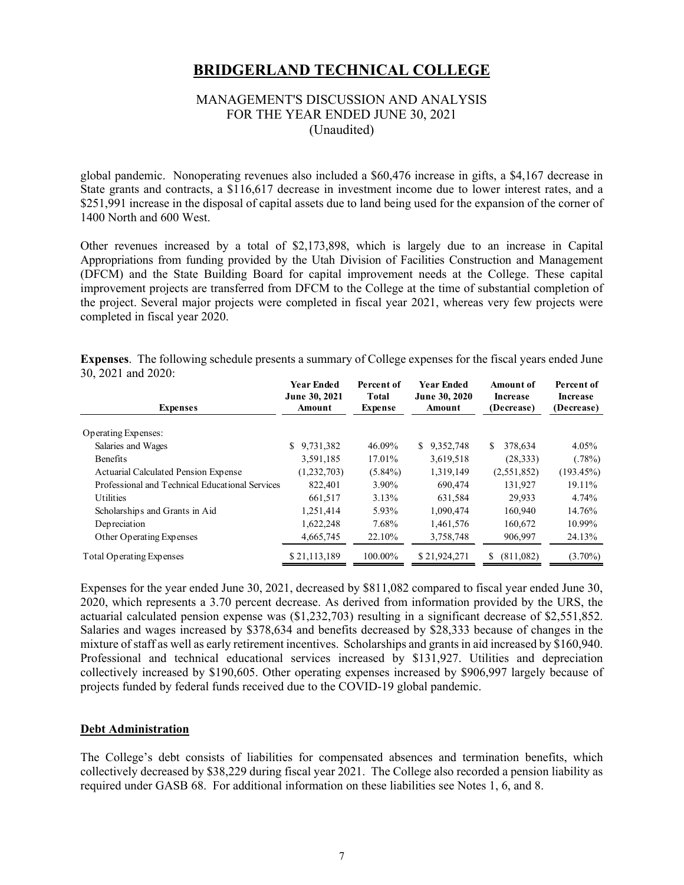global pandemic. Nonoperating revenues also included a $60,476 increase in gifts, a $4,167 decrease in State grants and contracts, a $116,617 decrease in investment income due to lower interest rates, and a $251,991 increase in the disposal of capital assets due to land being used for the expansion of the corner of 1400 North and 600 West.

Other revenues increased by a total of $2,173,898, which is largely due to an increase in Capital Appropriations from funding provided by the Utah Division of Facilities Construction and Management (DFCM) and the State Building Board for capital improvement needs at the College. These capital improvement projects are transferred from DFCM to the College at the time of substantial completion of the project. Several major projects were completed in fiscal year 2021, whereas very few projects were completed in fiscal year 2020.

**Expenses**. The following schedule presents a summary of College expenses for the fiscal years ended June 30, 2021 and 2020:

| Expenses | Year Ended June 30, 2021 Amount | Percent of Total Expense | Year Ended June 30, 2020 Amount | Amount of Increase (Decrease) | Percent of Increase (Decrease) |
|---|---|---|---|---|---|
| Operating Expenses: | | | | | |
| Salaries and Wages | $ 9,731,382 | 46.09% | $ 9,352,748 | $ 378,634 | 4.05% |
| Benefits | 3,591,185 | 17.01% | 3,619,518 | (28,333) | (.78%) |
| Actuarial Calculated Pension Expense | (1,232,703) | (5.84%) | 1,319,149 | (2,551,852) | (193.45%) |
| Professional and Technical Educational Services | 822,401 | 3.90% | 690,474 | 131,927 | 19.11% |
| Utilities | 661,517 | 3.13% | 631,584 | 29,933 | 4.74% |
| Scholarships and Grants in Aid | 1,251,414 | 5.93% | 1,090,474 | 160,940 | 14.76% |
| Depreciation | 1,622,248 | 7.68% | 1,461,576 | 160,672 | 10.99% |
| Other Operating Expenses | 4,665,745 | 22.10% | 3,758,748 | 906,997 | 24.13% |
| Total Operating Expenses | $ 21,113,189 | 100.00% | $ 21,924,271 | $ (811,082) | (3.70%) |

Expenses for the year ended June 30, 2021, decreased by $811,082 compared to fiscal year ended June 30, 2020, which represents a 3.70 percent decrease. As derived from information provided by the URS, the actuarial calculated pension expense was ($1,232,703) resulting in a significant decrease of $2,551,852. Salaries and wages increased by $378,634 and benefits decreased by $28,333 because of changes in the mixture of staff as well as early retirement incentives. Scholarships and grants in aid increased by $160,940. Professional and technical educational services increased by $131,927. Utilities and depreciation collectively increased by $190,605. Other operating expenses increased by $906,997 largely because of projects funded by federal funds received due to the COVID-19 global pandemic.

## Debt Administration

The College's debt consists of liabilities for compensated absences and termination benefits, which collectively decreased by $38,229 during fiscal year 2021. The College also recorded a pension liability as required under GASB 68. For additional information on these liabilities see Notes 1, 6, and 8.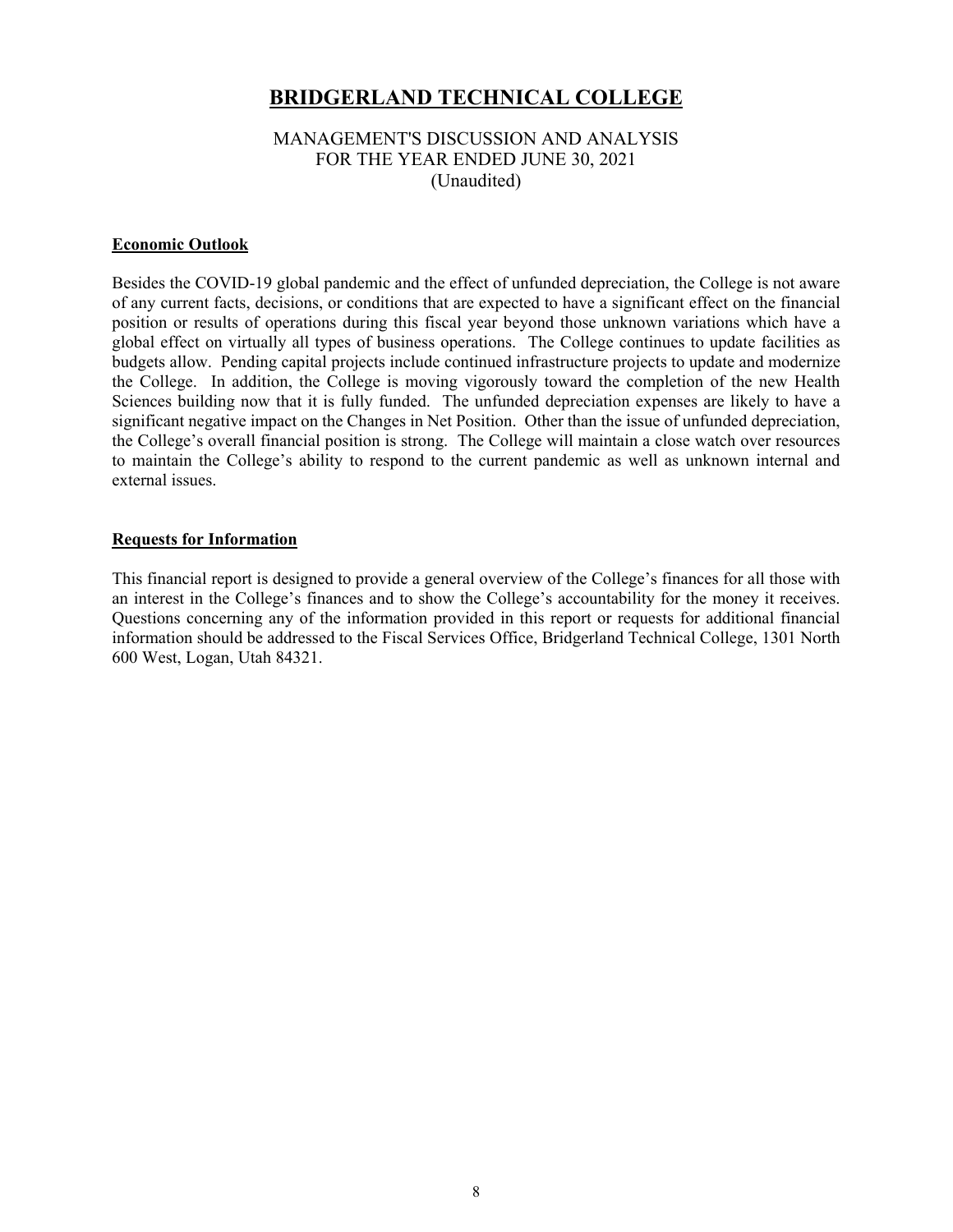# BRIDGERLAND TECHNICAL COLLEGE

MANAGEMENT'S DISCUSSION AND ANALYSIS
FOR THE YEAR ENDED JUNE 30, 2021
(Unaudited)

**Economic Outlook**

Besides the COVID-19 global pandemic and the effect of unfunded depreciation, the College is not aware of any current facts, decisions, or conditions that are expected to have a significant effect on the financial position or results of operations during this fiscal year beyond those unknown variations which have a global effect on virtually all types of business operations. The College continues to update facilities as budgets allow. Pending capital projects include continued infrastructure projects to update and modernize the College. In addition, the College is moving vigorously toward the completion of the new Health Sciences building now that it is fully funded. The unfunded depreciation expenses are likely to have a significant negative impact on the Changes in Net Position. Other than the issue of unfunded depreciation, the College's overall financial position is strong. The College will maintain a close watch over resources to maintain the College's ability to respond to the current pandemic as well as unknown internal and external issues.

**Requests for Information**

This financial report is designed to provide a general overview of the College's finances for all those with an interest in the College's finances and to show the College's accountability for the money it receives. Questions concerning any of the information provided in this report or requests for additional financial information should be addressed to the Fiscal Services Office, Bridgerland Technical College, 1301 North 600 West, Logan, Utah 84321.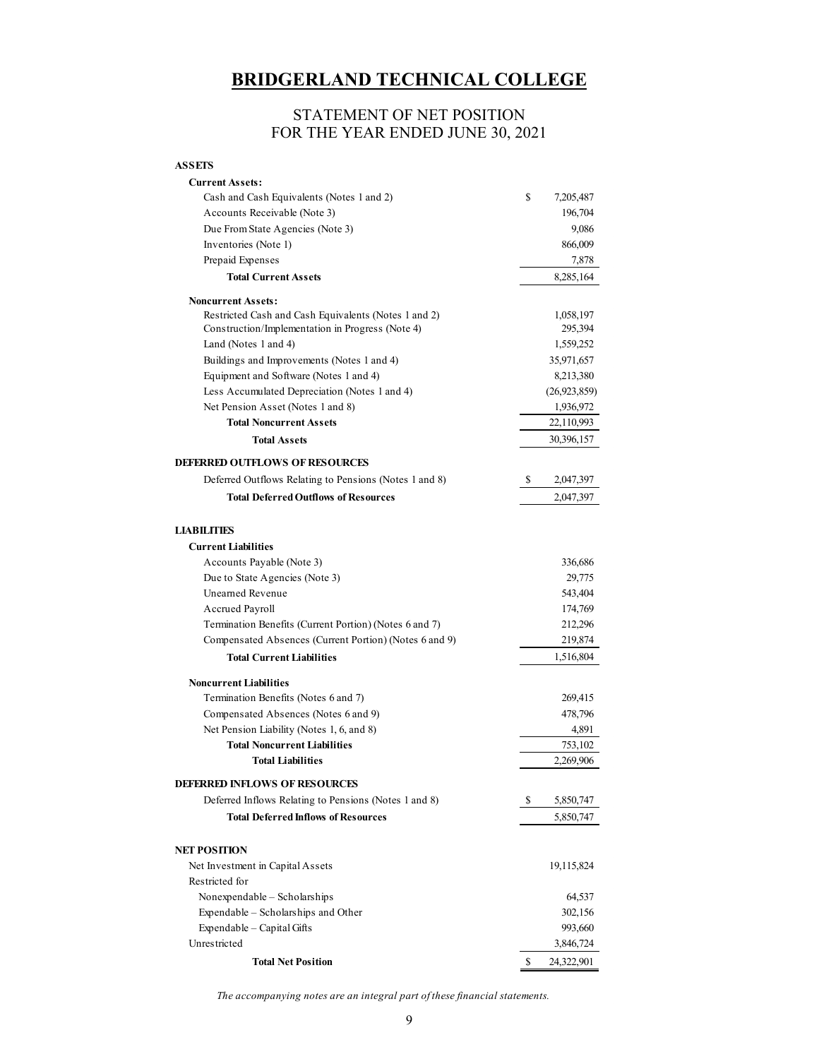# BRIDGERLAND TECHNICAL COLLEGE

## STATEMENT OF NET POSITION
## FOR THE YEAR ENDED JUNE 30, 2021

| | |
|---|---|
| **ASSETS** | |
| **Current Assets:** | |
| Cash and Cash Equivalents (Notes 1 and 2) | $ 7,205,487 |
| Accounts Receivable (Note 3) | 196,704 |
| Due From State Agencies (Note 3) | 9,086 |
| Inventories (Note 1) | 866,009 |
| Prepaid Expenses | 7,878 |
| **Total Current Assets** | 8,285,164 |
| **Noncurrent Assets:** | |
| Restricted Cash and Cash Equivalents (Notes 1 and 2) | 1,058,197 |
| Construction/Implementation in Progress (Note 4) | 295,394 |
| Land (Notes 1 and 4) | 1,559,252 |
| Buildings and Improvements (Notes 1 and 4) | 35,971,657 |
| Equipment and Software (Notes 1 and 4) | 8,213,380 |
| Less Accumulated Depreciation (Notes 1 and 4) | (26,923,859) |
| Net Pension Asset (Notes 1 and 8) | 1,936,972 |
| **Total Noncurrent Assets** | 22,110,993 |
| **Total Assets** | 30,396,157 |
| **DEFERRED OUTFLOWS OF RESOURCES** | |
| Deferred Outflows Relating to Pensions (Notes 1 and 8) | $ 2,047,397 |
| **Total Deferred Outflows of Resources** | 2,047,397 |
| **LIABILITIES** | |
| **Current Liabilities** | |
| Accounts Payable (Note 3) | 336,686 |
| Due to State Agencies (Note 3) | 29,775 |
| Unearned Revenue | 543,404 |
| Accrued Payroll | 174,769 |
| Termination Benefits (Current Portion) (Notes 6 and 7) | 212,296 |
| Compensated Absences (Current Portion) (Notes 6 and 9) | 219,874 |
| **Total Current Liabilities** | 1,516,804 |
| **Noncurrent Liabilities** | |
| Termination Benefits (Notes 6 and 7) | 269,415 |
| Compensated Absences (Notes 6 and 9) | 478,796 |
| Net Pension Liability (Notes 1, 6, and 8) | 4,891 |
| **Total Noncurrent Liabilities** | 753,102 |
| **Total Liabilities** | 2,269,906 |
| **DEFERRED INFLOWS OF RESOURCES** | |
| Deferred Inflows Relating to Pensions (Notes 1 and 8) | $ 5,850,747 |
| **Total Deferred Inflows of Resources** | 5,850,747 |
| **NET POSITION** | |
| Net Investment in Capital Assets | 19,115,824 |
| Restricted for | |
| Nonexpendable – Scholarships | 64,537 |
| Expendable – Scholarships and Other | 302,156 |
| Expendable – Capital Gifts | 993,660 |
| Unrestricted | 3,846,724 |
| **Total Net Position** | $ 24,322,901 |

*The accompanying notes are an integral part of these financial statements.*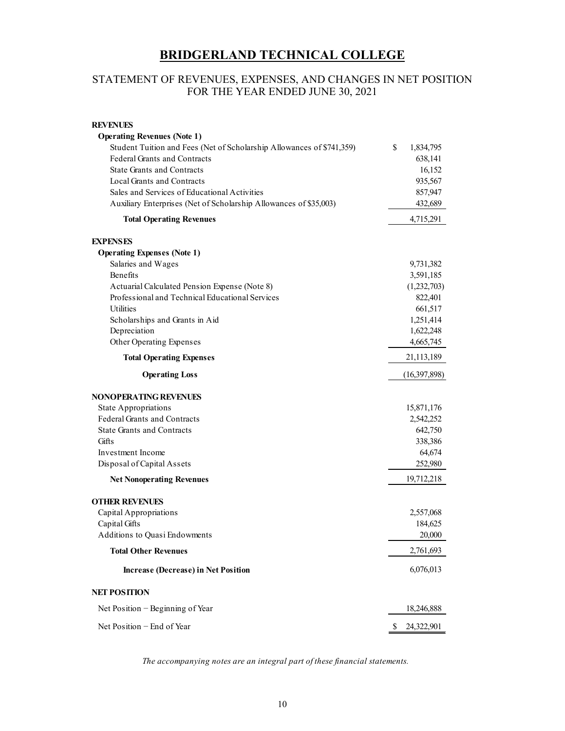# BRIDGERLAND TECHNICAL COLLEGE

## STATEMENT OF REVENUES, EXPENSES, AND CHANGES IN NET POSITION
## FOR THE YEAR ENDED JUNE 30, 2021

| | |
|---|---|
| **REVENUES** | |
| **Operating Revenues (Note 1)** | |
| Student Tuition and Fees (Net of Scholarship Allowances of $741,359) | $ 1,834,795 |
| Federal Grants and Contracts | 638,141 |
| State Grants and Contracts | 16,152 |
| Local Grants and Contracts | 935,567 |
| Sales and Services of Educational Activities | 857,947 |
| Auxiliary Enterprises (Net of Scholarship Allowances of $35,003) | 432,689 |
| **Total Operating Revenues** | 4,715,291 |
| **EXPENSES** | |
| **Operating Expenses (Note 1)** | |
| Salaries and Wages | 9,731,382 |
| Benefits | 3,591,185 |
| Actuarial Calculated Pension Expense (Note 8) | (1,232,703) |
| Professional and Technical Educational Services | 822,401 |
| Utilities | 661,517 |
| Scholarships and Grants in Aid | 1,251,414 |
| Depreciation | 1,622,248 |
| Other Operating Expenses | 4,665,745 |
| **Total Operating Expenses** | 21,113,189 |
| **Operating Loss** | (16,397,898) |
| **NONOPERATING REVENUES** | |
| State Appropriations | 15,871,176 |
| Federal Grants and Contracts | 2,542,252 |
| State Grants and Contracts | 642,750 |
| Gifts | 338,386 |
| Investment Income | 64,674 |
| Disposal of Capital Assets | 252,980 |
| **Net Nonoperating Revenues** | 19,712,218 |
| **OTHER REVENUES** | |
| Capital Appropriations | 2,557,068 |
| Capital Gifts | 184,625 |
| Additions to Quasi Endowments | 20,000 |
| **Total Other Revenues** | 2,761,693 |
| **Increase (Decrease) in Net Position** | 6,076,013 |
| **NET POSITION** | |
| Net Position − Beginning of Year | 18,246,888 |
| Net Position − End of Year | $ 24,322,901 |

*The accompanying notes are an integral part of these financial statements.*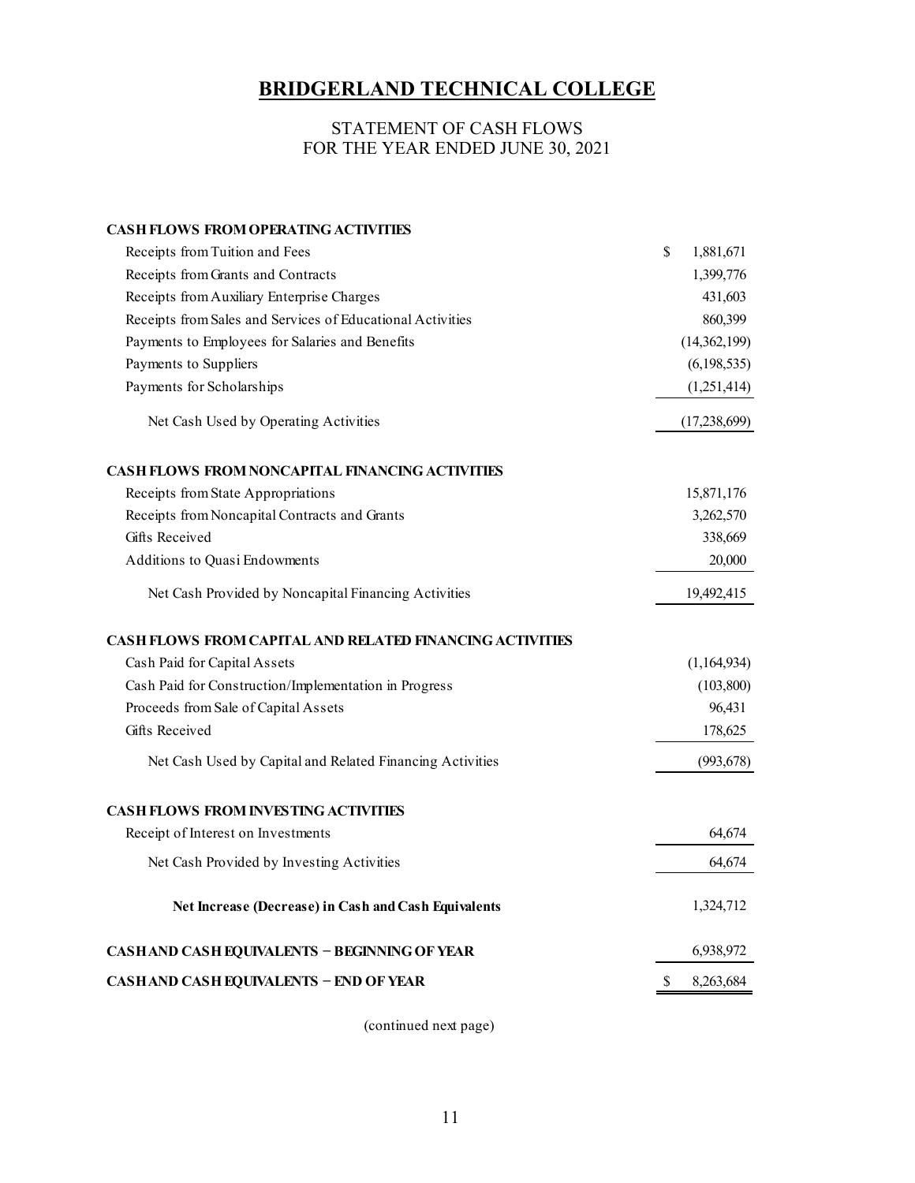# BRIDGERLAND TECHNICAL COLLEGE

## STATEMENT OF CASH FLOWS
## FOR THE YEAR ENDED JUNE 30, 2021

| | |
|---|---|
| **CASH FLOWS FROM OPERATING ACTIVITIES** | |
| Receipts from Tuition and Fees | $ 1,881,671 |
| Receipts from Grants and Contracts | 1,399,776 |
| Receipts from Auxiliary Enterprise Charges | 431,603 |
| Receipts from Sales and Services of Educational Activities | 860,399 |
| Payments to Employees for Salaries and Benefits | (14,362,199) |
| Payments to Suppliers | (6,198,535) |
| Payments for Scholarships | (1,251,414) |
| Net Cash Used by Operating Activities | (17,238,699) |
| **CASH FLOWS FROM NONCAPITAL FINANCING ACTIVITIES** | |
| Receipts from State Appropriations | 15,871,176 |
| Receipts from Noncapital Contracts and Grants | 3,262,570 |
| Gifts Received | 338,669 |
| Additions to Quasi Endowments | 20,000 |
| Net Cash Provided by Noncapital Financing Activities | 19,492,415 |
| **CASH FLOWS FROM CAPITAL AND RELATED FINANCING ACTIVITIES** | |
| Cash Paid for Capital Assets | (1,164,934) |
| Cash Paid for Construction/Implementation in Progress | (103,800) |
| Proceeds from Sale of Capital Assets | 96,431 |
| Gifts Received | 178,625 |
| Net Cash Used by Capital and Related Financing Activities | (993,678) |
| **CASH FLOWS FROM INVESTING ACTIVITIES** | |
| Receipt of Interest on Investments | 64,674 |
| Net Cash Provided by Investing Activities | 64,674 |
| **Net Increase (Decrease) in Cash and Cash Equivalents** | 1,324,712 |
| **CASH AND CASH EQUIVALENTS − BEGINNING OF YEAR** | 6,938,972 |
| **CASH AND CASH EQUIVALENTS − END OF YEAR** | $ 8,263,684 |

(continued next page)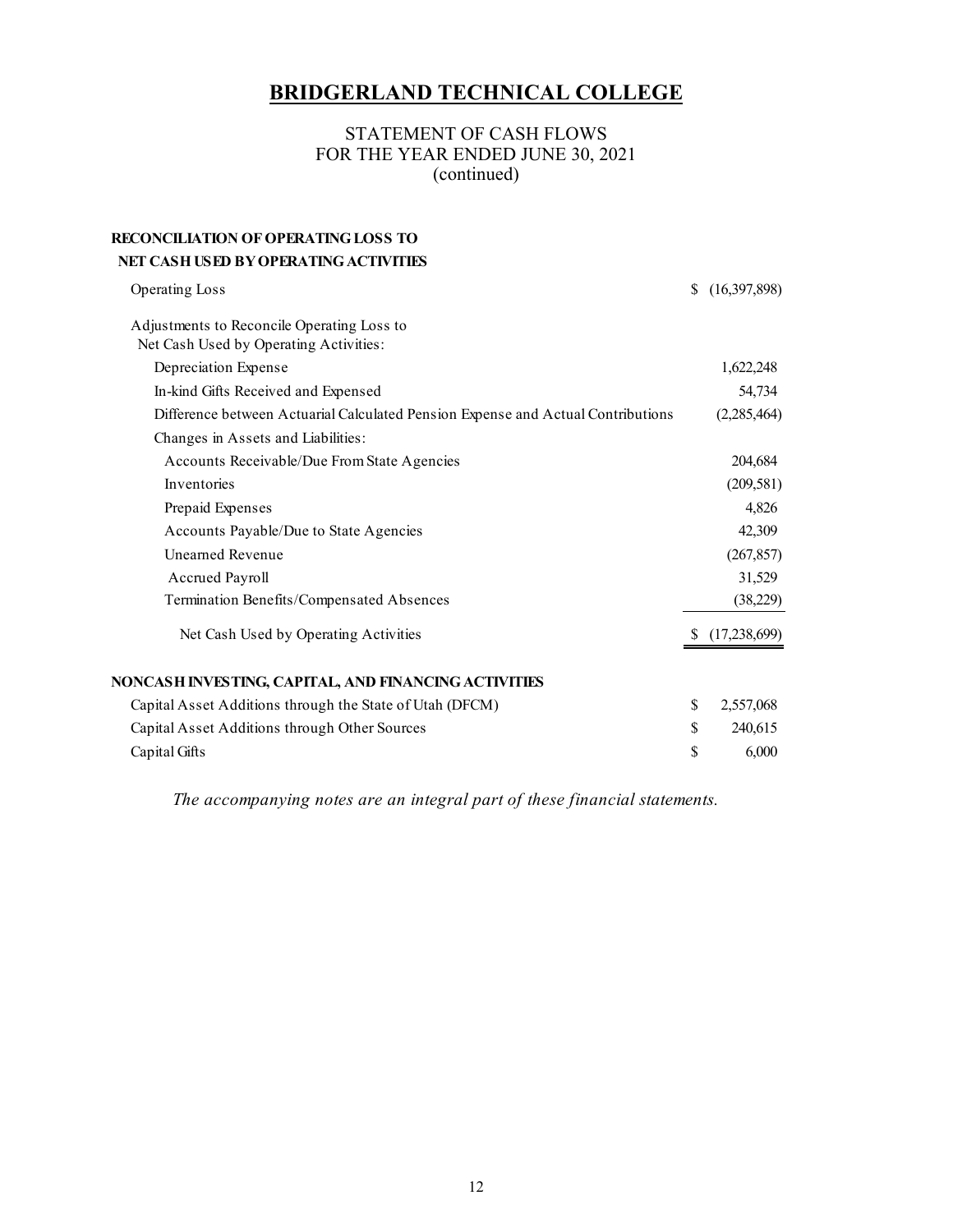# BRIDGERLAND TECHNICAL COLLEGE

STATEMENT OF CASH FLOWS
FOR THE YEAR ENDED JUNE 30, 2021
(continued)

**RECONCILIATION OF OPERATING LOSS TO NET CASH USED BY OPERATING ACTIVITIES**

| | |
|---|---|
| Operating Loss | $ (16,397,898) |
| Adjustments to Reconcile Operating Loss to Net Cash Used by Operating Activities: | |
| Depreciation Expense | 1,622,248 |
| In-kind Gifts Received and Expensed | 54,734 |
| Difference between Actuarial Calculated Pension Expense and Actual Contributions | (2,285,464) |
| Changes in Assets and Liabilities: | |
| Accounts Receivable/Due From State Agencies | 204,684 |
| Inventories | (209,581) |
| Prepaid Expenses | 4,826 |
| Accounts Payable/Due to State Agencies | 42,309 |
| Unearned Revenue | (267,857) |
| Accrued Payroll | 31,529 |
| Termination Benefits/Compensated Absences | (38,229) |
| Net Cash Used by Operating Activities | $ (17,238,699) |

**NONCASH INVESTING, CAPITAL, AND FINANCING ACTIVITIES**

| | |
|---|---|
| Capital Asset Additions through the State of Utah (DFCM) | $ 2,557,068 |
| Capital Asset Additions through Other Sources | $ 240,615 |
| Capital Gifts | $ 6,000 |

*The accompanying notes are an integral part of these financial statements.*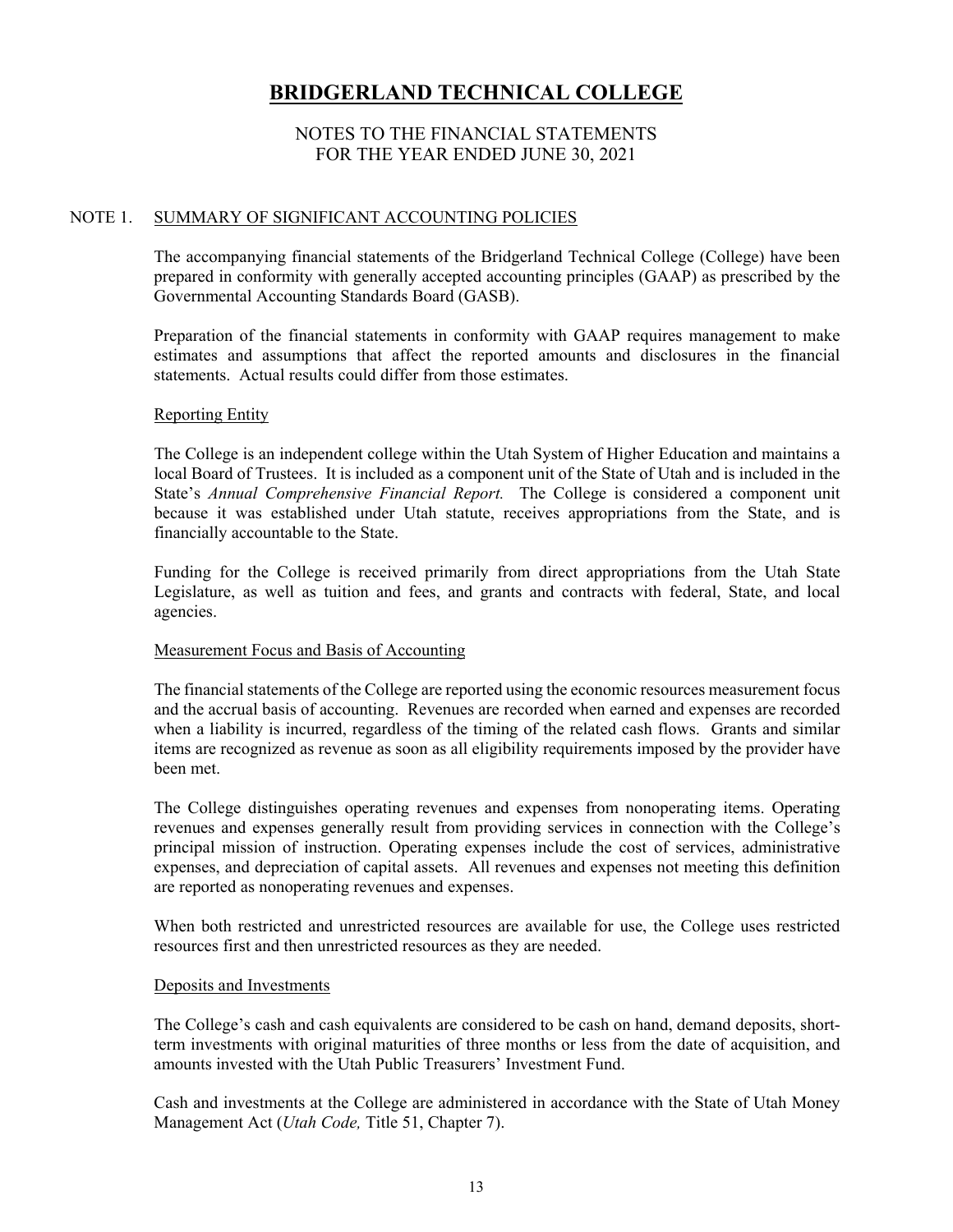# BRIDGERLAND TECHNICAL COLLEGE

NOTES TO THE FINANCIAL STATEMENTS
FOR THE YEAR ENDED JUNE 30, 2021

## NOTE 1. SUMMARY OF SIGNIFICANT ACCOUNTING POLICIES

The accompanying financial statements of the Bridgerland Technical College (College) have been prepared in conformity with generally accepted accounting principles (GAAP) as prescribed by the Governmental Accounting Standards Board (GASB).

Preparation of the financial statements in conformity with GAAP requires management to make estimates and assumptions that affect the reported amounts and disclosures in the financial statements. Actual results could differ from those estimates.

### Reporting Entity

The College is an independent college within the Utah System of Higher Education and maintains a local Board of Trustees. It is included as a component unit of the State of Utah and is included in the State's *Annual Comprehensive Financial Report.* The College is considered a component unit because it was established under Utah statute, receives appropriations from the State, and is financially accountable to the State.

Funding for the College is received primarily from direct appropriations from the Utah State Legislature, as well as tuition and fees, and grants and contracts with federal, State, and local agencies.

### Measurement Focus and Basis of Accounting

The financial statements of the College are reported using the economic resources measurement focus and the accrual basis of accounting. Revenues are recorded when earned and expenses are recorded when a liability is incurred, regardless of the timing of the related cash flows. Grants and similar items are recognized as revenue as soon as all eligibility requirements imposed by the provider have been met.

The College distinguishes operating revenues and expenses from nonoperating items. Operating revenues and expenses generally result from providing services in connection with the College's principal mission of instruction. Operating expenses include the cost of services, administrative expenses, and depreciation of capital assets. All revenues and expenses not meeting this definition are reported as nonoperating revenues and expenses.

When both restricted and unrestricted resources are available for use, the College uses restricted resources first and then unrestricted resources as they are needed.

### Deposits and Investments

The College's cash and cash equivalents are considered to be cash on hand, demand deposits, short-term investments with original maturities of three months or less from the date of acquisition, and amounts invested with the Utah Public Treasurers' Investment Fund.

Cash and investments at the College are administered in accordance with the State of Utah Money Management Act (*Utah Code,* Title 51, Chapter 7).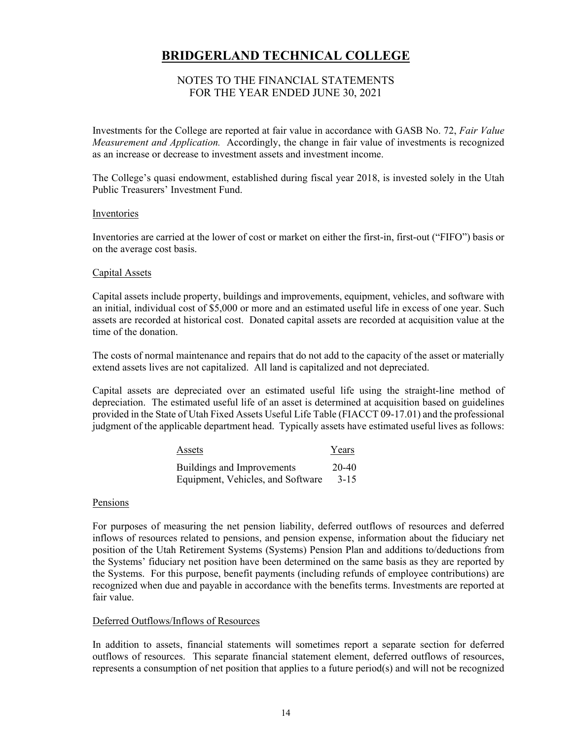Investments for the College are reported at fair value in accordance with GASB No. 72, *Fair Value Measurement and Application.* Accordingly, the change in fair value of investments is recognized as an increase or decrease to investment assets and investment income.

The College's quasi endowment, established during fiscal year 2018, is invested solely in the Utah Public Treasurers' Investment Fund.

### Inventories

Inventories are carried at the lower of cost or market on either the first-in, first-out ("FIFO") basis or on the average cost basis.

### Capital Assets

Capital assets include property, buildings and improvements, equipment, vehicles, and software with an initial, individual cost of $5,000 or more and an estimated useful life in excess of one year. Such assets are recorded at historical cost. Donated capital assets are recorded at acquisition value at the time of the donation.

The costs of normal maintenance and repairs that do not add to the capacity of the asset or materially extend assets lives are not capitalized. All land is capitalized and not depreciated.

Capital assets are depreciated over an estimated useful life using the straight-line method of depreciation. The estimated useful life of an asset is determined at acquisition based on guidelines provided in the State of Utah Fixed Assets Useful Life Table (FIACCT 09-17.01) and the professional judgment of the applicable department head. Typically assets have estimated useful lives as follows:

| Assets | Years |
|---|---|
| Buildings and Improvements | 20-40 |
| Equipment, Vehicles, and Software | 3-15 |

### Pensions

For purposes of measuring the net pension liability, deferred outflows of resources and deferred inflows of resources related to pensions, and pension expense, information about the fiduciary net position of the Utah Retirement Systems (Systems) Pension Plan and additions to/deductions from the Systems' fiduciary net position have been determined on the same basis as they are reported by the Systems. For this purpose, benefit payments (including refunds of employee contributions) are recognized when due and payable in accordance with the benefits terms. Investments are reported at fair value.

### Deferred Outflows/Inflows of Resources

In addition to assets, financial statements will sometimes report a separate section for deferred outflows of resources. This separate financial statement element, deferred outflows of resources, represents a consumption of net position that applies to a future period(s) and will not be recognized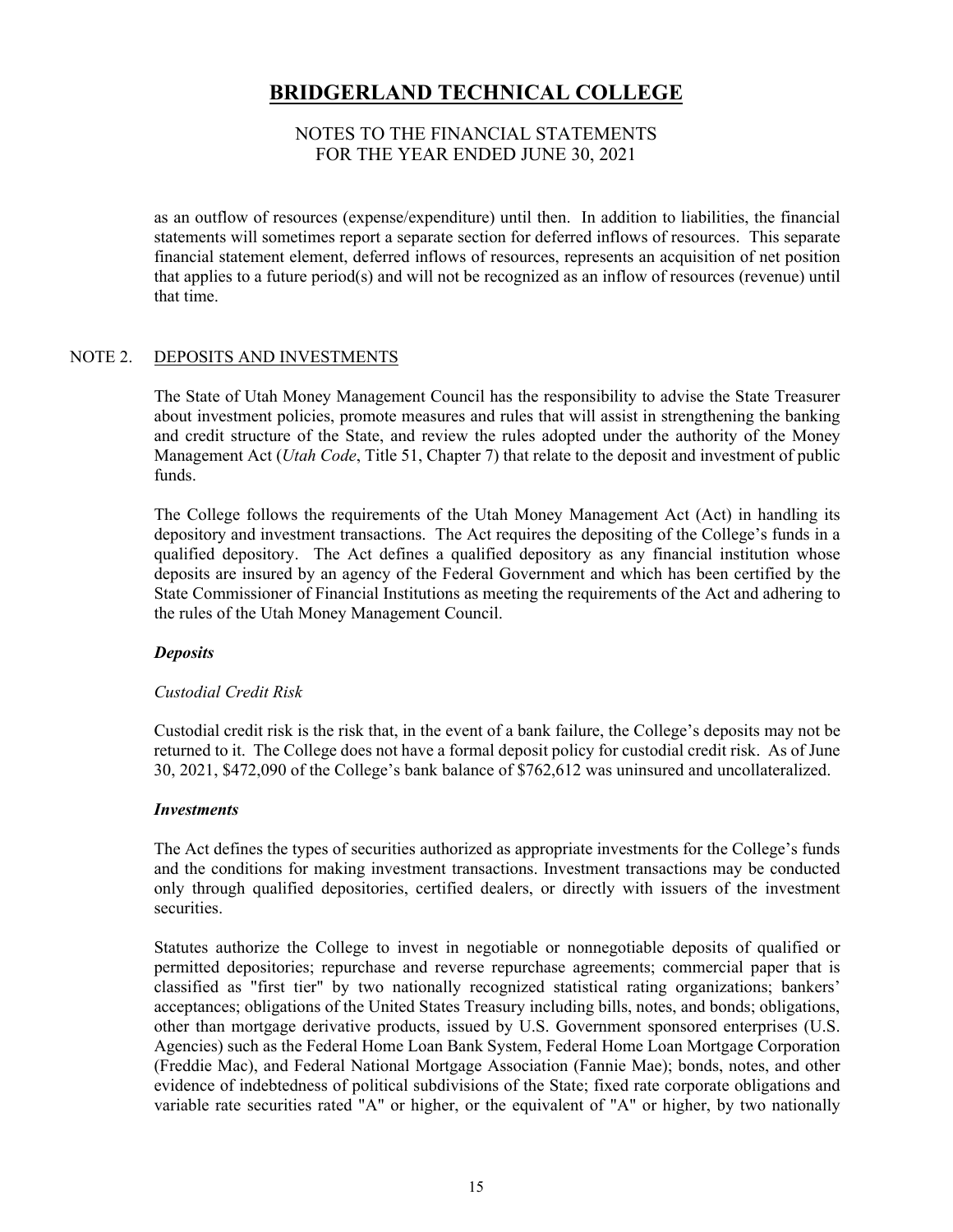as an outflow of resources (expense/expenditure) until then. In addition to liabilities, the financial statements will sometimes report a separate section for deferred inflows of resources. This separate financial statement element, deferred inflows of resources, represents an acquisition of net position that applies to a future period(s) and will not be recognized as an inflow of resources (revenue) until that time.

## NOTE 2. DEPOSITS AND INVESTMENTS

The State of Utah Money Management Council has the responsibility to advise the State Treasurer about investment policies, promote measures and rules that will assist in strengthening the banking and credit structure of the State, and review the rules adopted under the authority of the Money Management Act (*Utah Code*, Title 51, Chapter 7) that relate to the deposit and investment of public funds.

The College follows the requirements of the Utah Money Management Act (Act) in handling its depository and investment transactions. The Act requires the depositing of the College's funds in a qualified depository. The Act defines a qualified depository as any financial institution whose deposits are insured by an agency of the Federal Government and which has been certified by the State Commissioner of Financial Institutions as meeting the requirements of the Act and adhering to the rules of the Utah Money Management Council.

### *Deposits*

*Custodial Credit Risk*

Custodial credit risk is the risk that, in the event of a bank failure, the College's deposits may not be returned to it. The College does not have a formal deposit policy for custodial credit risk. As of June 30, 2021, $472,090 of the College's bank balance of $762,612 was uninsured and uncollateralized.

### *Investments*

The Act defines the types of securities authorized as appropriate investments for the College's funds and the conditions for making investment transactions. Investment transactions may be conducted only through qualified depositories, certified dealers, or directly with issuers of the investment securities.

Statutes authorize the College to invest in negotiable or nonnegotiable deposits of qualified or permitted depositories; repurchase and reverse repurchase agreements; commercial paper that is classified as "first tier" by two nationally recognized statistical rating organizations; bankers' acceptances; obligations of the United States Treasury including bills, notes, and bonds; obligations, other than mortgage derivative products, issued by U.S. Government sponsored enterprises (U.S. Agencies) such as the Federal Home Loan Bank System, Federal Home Loan Mortgage Corporation (Freddie Mac), and Federal National Mortgage Association (Fannie Mae); bonds, notes, and other evidence of indebtedness of political subdivisions of the State; fixed rate corporate obligations and variable rate securities rated "A" or higher, or the equivalent of "A" or higher, by two nationally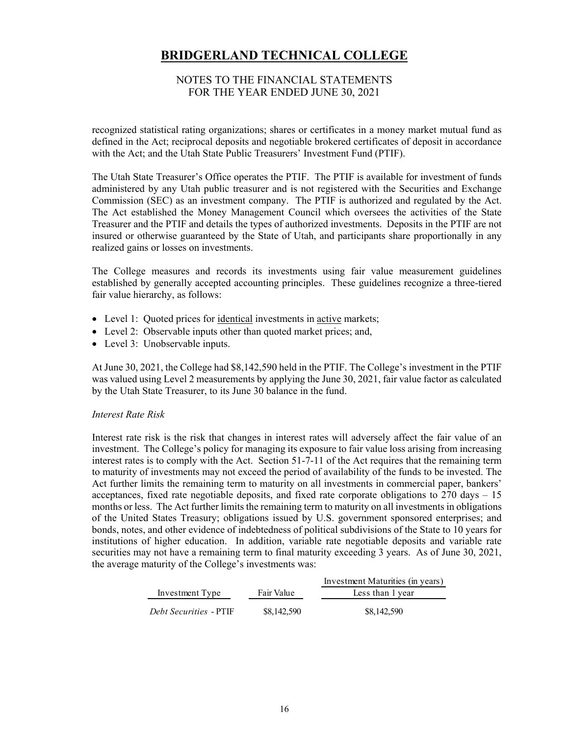recognized statistical rating organizations; shares or certificates in a money market mutual fund as defined in the Act; reciprocal deposits and negotiable brokered certificates of deposit in accordance with the Act; and the Utah State Public Treasurers' Investment Fund (PTIF).

The Utah State Treasurer's Office operates the PTIF. The PTIF is available for investment of funds administered by any Utah public treasurer and is not registered with the Securities and Exchange Commission (SEC) as an investment company. The PTIF is authorized and regulated by the Act. The Act established the Money Management Council which oversees the activities of the State Treasurer and the PTIF and details the types of authorized investments. Deposits in the PTIF are not insured or otherwise guaranteed by the State of Utah, and participants share proportionally in any realized gains or losses on investments.

The College measures and records its investments using fair value measurement guidelines established by generally accepted accounting principles. These guidelines recognize a three-tiered fair value hierarchy, as follows:

- Level 1: Quoted prices for <u>identical</u> investments in <u>active</u> markets;
- Level 2: Observable inputs other than quoted market prices; and,
- Level 3: Unobservable inputs.

At June 30, 2021, the College had $8,142,590 held in the PTIF. The College's investment in the PTIF was valued using Level 2 measurements by applying the June 30, 2021, fair value factor as calculated by the Utah State Treasurer, to its June 30 balance in the fund.

*Interest Rate Risk*

Interest rate risk is the risk that changes in interest rates will adversely affect the fair value of an investment. The College's policy for managing its exposure to fair value loss arising from increasing interest rates is to comply with the Act. Section 51-7-11 of the Act requires that the remaining term to maturity of investments may not exceed the period of availability of the funds to be invested. The Act further limits the remaining term to maturity on all investments in commercial paper, bankers' acceptances, fixed rate negotiable deposits, and fixed rate corporate obligations to 270 days – 15 months or less. The Act further limits the remaining term to maturity on all investments in obligations of the United States Treasury; obligations issued by U.S. government sponsored enterprises; and bonds, notes, and other evidence of indebtedness of political subdivisions of the State to 10 years for institutions of higher education. In addition, variable rate negotiable deposits and variable rate securities may not have a remaining term to final maturity exceeding 3 years. As of June 30, 2021, the average maturity of the College's investments was:

| | | Investment Maturities (in years) |
|---|---|---|
| Investment Type | Fair Value | Less than 1 year |
| *Debt Securities* - PTIF | $8,142,590 | $8,142,590 |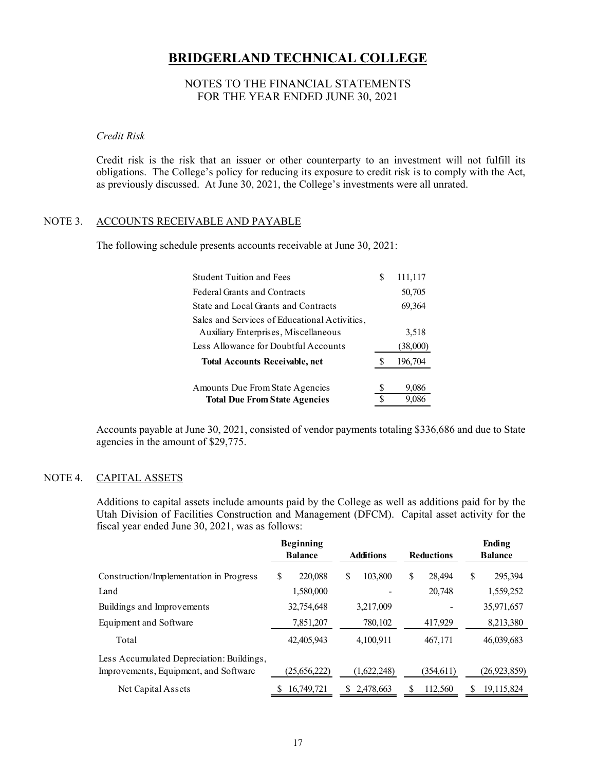# BRIDGERLAND TECHNICAL COLLEGE

NOTES TO THE FINANCIAL STATEMENTS
FOR THE YEAR ENDED JUNE 30, 2021

*Credit Risk*

Credit risk is the risk that an issuer or other counterparty to an investment will not fulfill its obligations. The College's policy for reducing its exposure to credit risk is to comply with the Act, as previously discussed. At June 30, 2021, the College's investments were all unrated.

## NOTE 3. ACCOUNTS RECEIVABLE AND PAYABLE

The following schedule presents accounts receivable at June 30, 2021:

| | |
|---|---|
| Student Tuition and Fees | $ 111,117 |
| Federal Grants and Contracts | 50,705 |
| State and Local Grants and Contracts | 69,364 |
| Sales and Services of Educational Activities, Auxiliary Enterprises, Miscellaneous | 3,518 |
| Less Allowance for Doubtful Accounts | (38,000) |
| **Total Accounts Receivable, net** | $ 196,704 |
| | |
| Amounts Due From State Agencies | $ 9,086 |
| **Total Due From State Agencies** | $ 9,086 |

Accounts payable at June 30, 2021, consisted of vendor payments totaling $336,686 and due to State agencies in the amount of $29,775.

## NOTE 4. CAPITAL ASSETS

Additions to capital assets include amounts paid by the College as well as additions paid for by the Utah Division of Facilities Construction and Management (DFCM). Capital asset activity for the fiscal year ended June 30, 2021, was as follows:

| | Beginning Balance | Additions | Reductions | Ending Balance |
|---|---|---|---|---|
| Construction/Implementation in Progress | $ 220,088 | $ 103,800 | $ 28,494 | $ 295,394 |
| Land | 1,580,000 | - | 20,748 | 1,559,252 |
| Buildings and Improvements | 32,754,648 | 3,217,009 | - | 35,971,657 |
| Equipment and Software | 7,851,207 | 780,102 | 417,929 | 8,213,380 |
| Total | 42,405,943 | 4,100,911 | 467,171 | 46,039,683 |
| Less Accumulated Depreciation: Buildings, Improvements, Equipment, and Software | (25,656,222) | (1,622,248) | (354,611) | (26,923,859) |
| Net Capital Assets | $ 16,749,721 | $ 2,478,663 | $ 112,560 | $ 19,115,824 |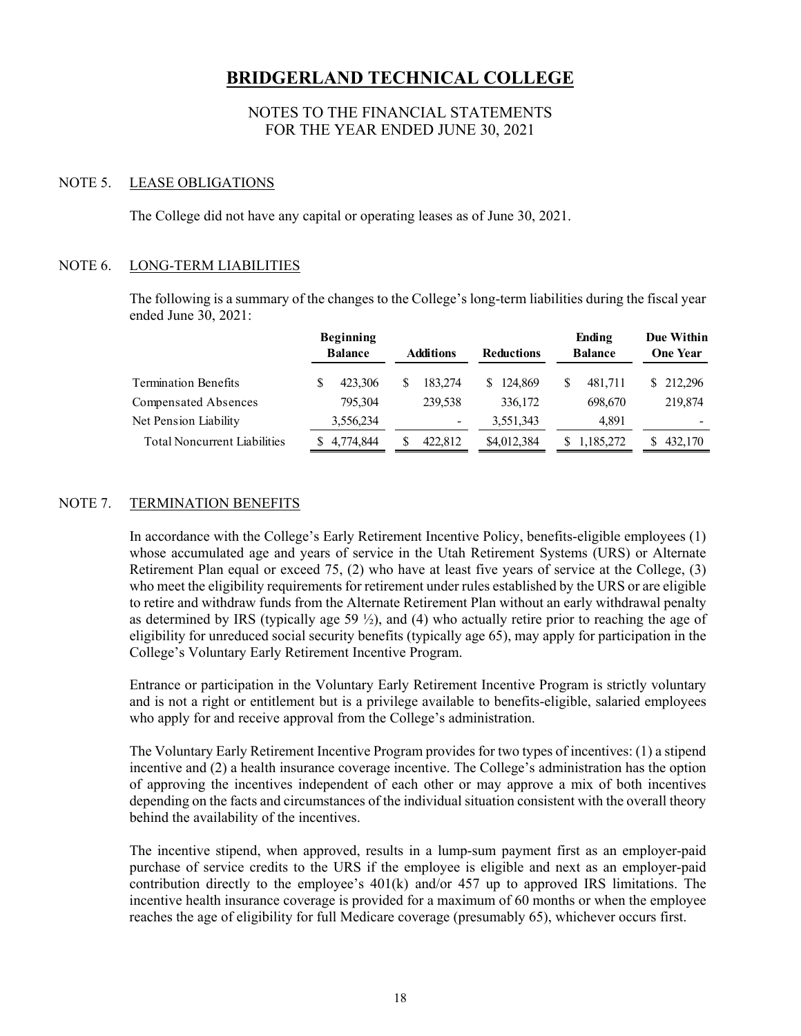# BRIDGERLAND TECHNICAL COLLEGE

NOTES TO THE FINANCIAL STATEMENTS
FOR THE YEAR ENDED JUNE 30, 2021

## NOTE 5. LEASE OBLIGATIONS

The College did not have any capital or operating leases as of June 30, 2021.

## NOTE 6. LONG-TERM LIABILITIES

The following is a summary of the changes to the College's long-term liabilities during the fiscal year ended June 30, 2021:

| | Beginning Balance | Additions | Reductions | Ending Balance | Due Within One Year |
|---|---|---|---|---|---|
| Termination Benefits | $ 423,306 | $ 183,274 | $ 124,869 | $ 481,711 | $ 212,296 |
| Compensated Absences | 795,304 | 239,538 | 336,172 | 698,670 | 219,874 |
| Net Pension Liability | 3,556,234 | - | 3,551,343 | 4,891 | - |
| Total Noncurrent Liabilities | $ 4,774,844 | $ 422,812 | $4,012,384 | $ 1,185,272 | $ 432,170 |

## NOTE 7. TERMINATION BENEFITS

In accordance with the College's Early Retirement Incentive Policy, benefits-eligible employees (1) whose accumulated age and years of service in the Utah Retirement Systems (URS) or Alternate Retirement Plan equal or exceed 75, (2) who have at least five years of service at the College, (3) who meet the eligibility requirements for retirement under rules established by the URS or are eligible to retire and withdraw funds from the Alternate Retirement Plan without an early withdrawal penalty as determined by IRS (typically age 59 ½), and (4) who actually retire prior to reaching the age of eligibility for unreduced social security benefits (typically age 65), may apply for participation in the College's Voluntary Early Retirement Incentive Program.

Entrance or participation in the Voluntary Early Retirement Incentive Program is strictly voluntary and is not a right or entitlement but is a privilege available to benefits-eligible, salaried employees who apply for and receive approval from the College's administration.

The Voluntary Early Retirement Incentive Program provides for two types of incentives: (1) a stipend incentive and (2) a health insurance coverage incentive. The College's administration has the option of approving the incentives independent of each other or may approve a mix of both incentives depending on the facts and circumstances of the individual situation consistent with the overall theory behind the availability of the incentives.

The incentive stipend, when approved, results in a lump-sum payment first as an employer-paid purchase of service credits to the URS if the employee is eligible and next as an employer-paid contribution directly to the employee's 401(k) and/or 457 up to approved IRS limitations. The incentive health insurance coverage is provided for a maximum of 60 months or when the employee reaches the age of eligibility for full Medicare coverage (presumably 65), whichever occurs first.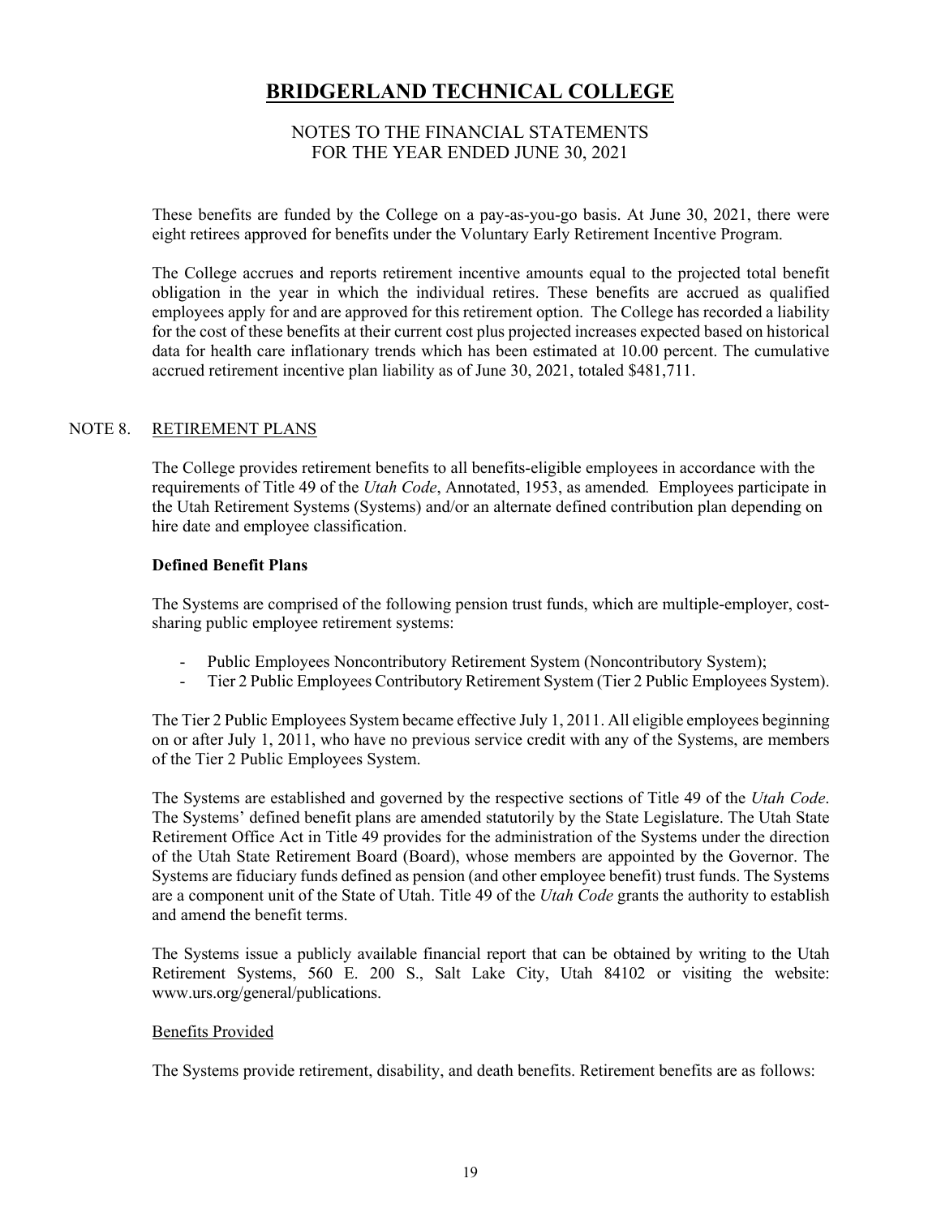These benefits are funded by the College on a pay-as-you-go basis. At June 30, 2021, there were eight retirees approved for benefits under the Voluntary Early Retirement Incentive Program.

The College accrues and reports retirement incentive amounts equal to the projected total benefit obligation in the year in which the individual retires. These benefits are accrued as qualified employees apply for and are approved for this retirement option. The College has recorded a liability for the cost of these benefits at their current cost plus projected increases expected based on historical data for health care inflationary trends which has been estimated at 10.00 percent. The cumulative accrued retirement incentive plan liability as of June 30, 2021, totaled $481,711.

## NOTE 8. RETIREMENT PLANS

The College provides retirement benefits to all benefits-eligible employees in accordance with the requirements of Title 49 of the *Utah Code*, Annotated, 1953, as amended. Employees participate in the Utah Retirement Systems (Systems) and/or an alternate defined contribution plan depending on hire date and employee classification.

**Defined Benefit Plans**

The Systems are comprised of the following pension trust funds, which are multiple-employer, cost-sharing public employee retirement systems:

- Public Employees Noncontributory Retirement System (Noncontributory System);
- Tier 2 Public Employees Contributory Retirement System (Tier 2 Public Employees System).

The Tier 2 Public Employees System became effective July 1, 2011. All eligible employees beginning on or after July 1, 2011, who have no previous service credit with any of the Systems, are members of the Tier 2 Public Employees System.

The Systems are established and governed by the respective sections of Title 49 of the *Utah Code*. The Systems' defined benefit plans are amended statutorily by the State Legislature. The Utah State Retirement Office Act in Title 49 provides for the administration of the Systems under the direction of the Utah State Retirement Board (Board), whose members are appointed by the Governor. The Systems are fiduciary funds defined as pension (and other employee benefit) trust funds. The Systems are a component unit of the State of Utah. Title 49 of the *Utah Code* grants the authority to establish and amend the benefit terms.

The Systems issue a publicly available financial report that can be obtained by writing to the Utah Retirement Systems, 560 E. 200 S., Salt Lake City, Utah 84102 or visiting the website: www.urs.org/general/publications.

Benefits Provided

The Systems provide retirement, disability, and death benefits. Retirement benefits are as follows: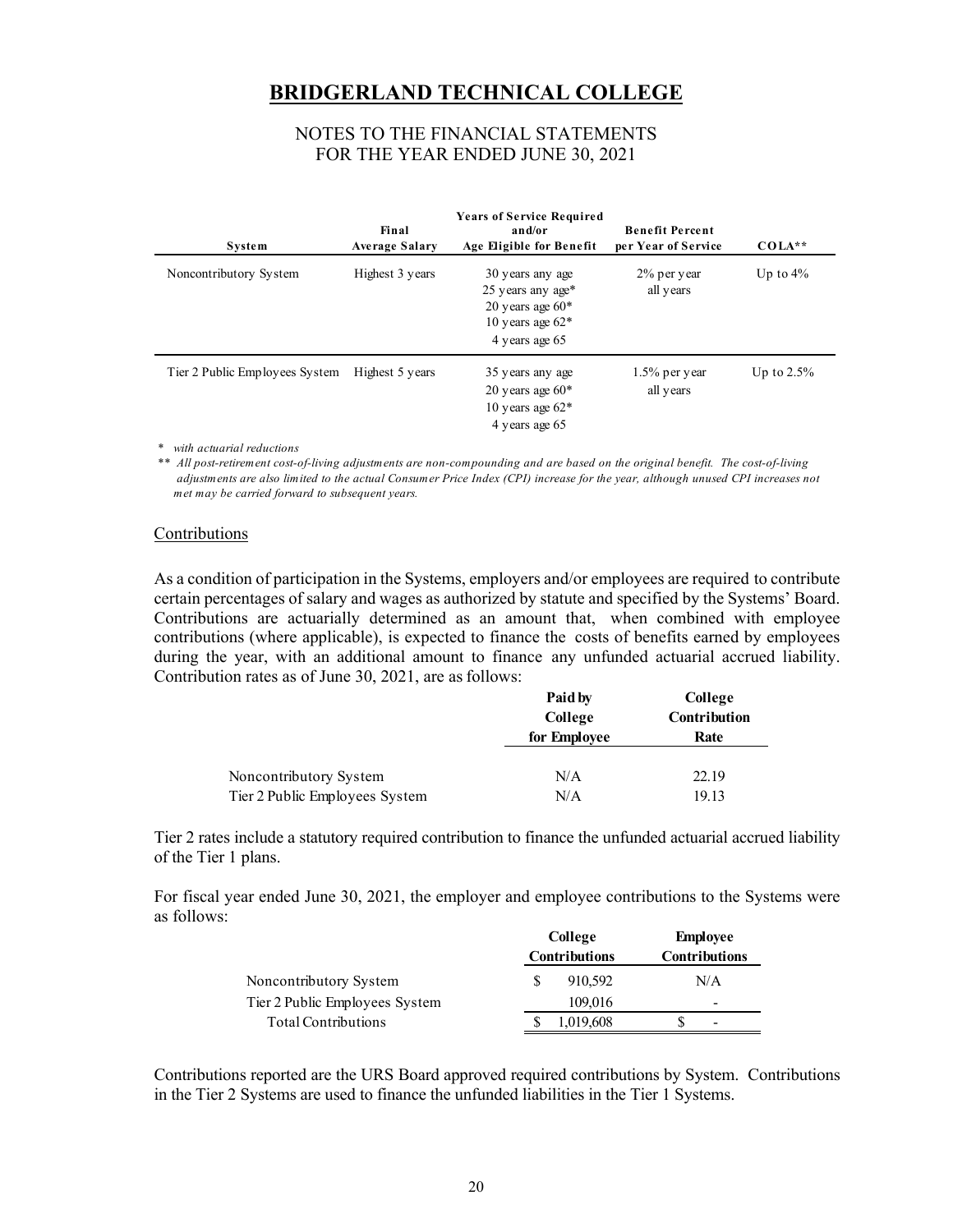# BRIDGERLAND TECHNICAL COLLEGE

NOTES TO THE FINANCIAL STATEMENTS
FOR THE YEAR ENDED JUNE 30, 2021

| System | Final Average Salary | Years of Service Required and/or Age Eligible for Benefit | Benefit Percent per Year of Service | COLA** |
|---|---|---|---|---|
| Noncontributory System | Highest 3 years | 30 years any age<br>25 years any age*<br>20 years age 60*<br>10 years age 62*<br>4 years age 65 | 2% per year all years | Up to 4% |
| Tier 2 Public Employees System | Highest 5 years | 35 years any age<br>20 years age 60*<br>10 years age 62*<br>4 years age 65 | 1.5% per year all years | Up to 2.5% |

\* *with actuarial reductions*

\*\* *All post-retirement cost-of-living adjustments are non-compounding and are based on the original benefit. The cost-of-living adjustments are also limited to the actual Consumer Price Index (CPI) increase for the year, although unused CPI increases not met may be carried forward to subsequent years.*

## Contributions

As a condition of participation in the Systems, employers and/or employees are required to contribute certain percentages of salary and wages as authorized by statute and specified by the Systems' Board. Contributions are actuarially determined as an amount that, when combined with employee contributions (where applicable), is expected to finance the costs of benefits earned by employees during the year, with an additional amount to finance any unfunded actuarial accrued liability. Contribution rates as of June 30, 2021, are as follows:

| | Paid by College for Employee | College Contribution Rate |
|---|---|---|
| Noncontributory System | N/A | 22.19 |
| Tier 2 Public Employees System | N/A | 19.13 |

Tier 2 rates include a statutory required contribution to finance the unfunded actuarial accrued liability of the Tier 1 plans.

For fiscal year ended June 30, 2021, the employer and employee contributions to the Systems were as follows:

| | College Contributions | Employee Contributions |
|---|---|---|
| Noncontributory System | $ 910,592 | N/A |
| Tier 2 Public Employees System | 109,016 | - |
| Total Contributions | $ 1,019,608 | $ - |

Contributions reported are the URS Board approved required contributions by System. Contributions in the Tier 2 Systems are used to finance the unfunded liabilities in the Tier 1 Systems.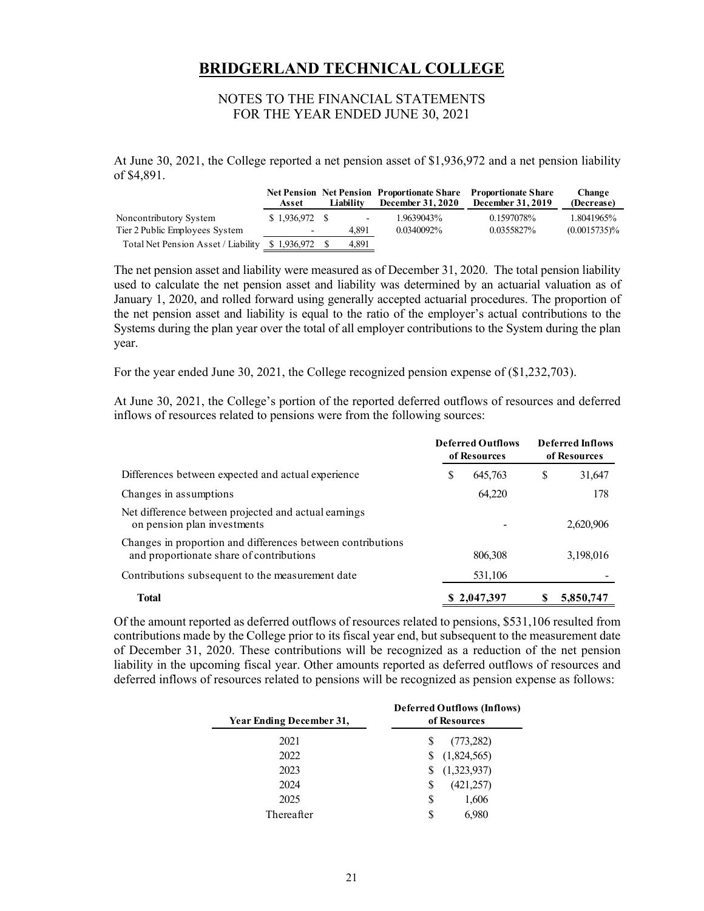# BRIDGERLAND TECHNICAL COLLEGE

NOTES TO THE FINANCIAL STATEMENTS
FOR THE YEAR ENDED JUNE 30, 2021

At June 30, 2021, the College reported a net pension asset of $1,936,972 and a net pension liability of $4,891.

| | Net Pension Asset | Net Pension Liability | Proportionate Share December 31, 2020 | Proportionate Share December 31, 2019 | Change (Decrease) |
|---|---|---|---|---|---|
| Noncontributory System | $ 1,936,972 | $ - | 1.9639043% | 0.1597078% | 1.8041965% |
| Tier 2 Public Employees System | - | 4,891 | 0.0340092% | 0.0355827% | (0.0015735)% |
| Total Net Pension Asset / Liability | $ 1,936,972 | $ 4,891 | | | |

The net pension asset and liability were measured as of December 31, 2020. The total pension liability used to calculate the net pension asset and liability was determined by an actuarial valuation as of January 1, 2020, and rolled forward using generally accepted actuarial procedures. The proportion of the net pension asset and liability is equal to the ratio of the employer's actual contributions to the Systems during the plan year over the total of all employer contributions to the System during the plan year.

For the year ended June 30, 2021, the College recognized pension expense of ($1,232,703).

At June 30, 2021, the College's portion of the reported deferred outflows of resources and deferred inflows of resources related to pensions were from the following sources:

| | Deferred Outflows of Resources | Deferred Inflows of Resources |
|---|---|---|
| Differences between expected and actual experience | $ 645,763 | $ 31,647 |
| Changes in assumptions | 64,220 | 178 |
| Net difference between projected and actual earnings on pension plan investments | - | 2,620,906 |
| Changes in proportion and differences between contributions and proportionate share of contributions | 806,308 | 3,198,016 |
| Contributions subsequent to the measurement date | 531,106 | - |
| **Total** | **$ 2,047,397** | **$ 5,850,747** |

Of the amount reported as deferred outflows of resources related to pensions, $531,106 resulted from contributions made by the College prior to its fiscal year end, but subsequent to the measurement date of December 31, 2020. These contributions will be recognized as a reduction of the net pension liability in the upcoming fiscal year. Other amounts reported as deferred outflows of resources and deferred inflows of resources related to pensions will be recognized as pension expense as follows:

| Year Ending December 31, | Deferred Outflows (Inflows) of Resources |
|---|---|
| 2021 | $ (773,282) |
| 2022 | $ (1,824,565) |
| 2023 | $ (1,323,937) |
| 2024 | $ (421,257) |
| 2025 | $ 1,606 |
| Thereafter | $ 6,980 |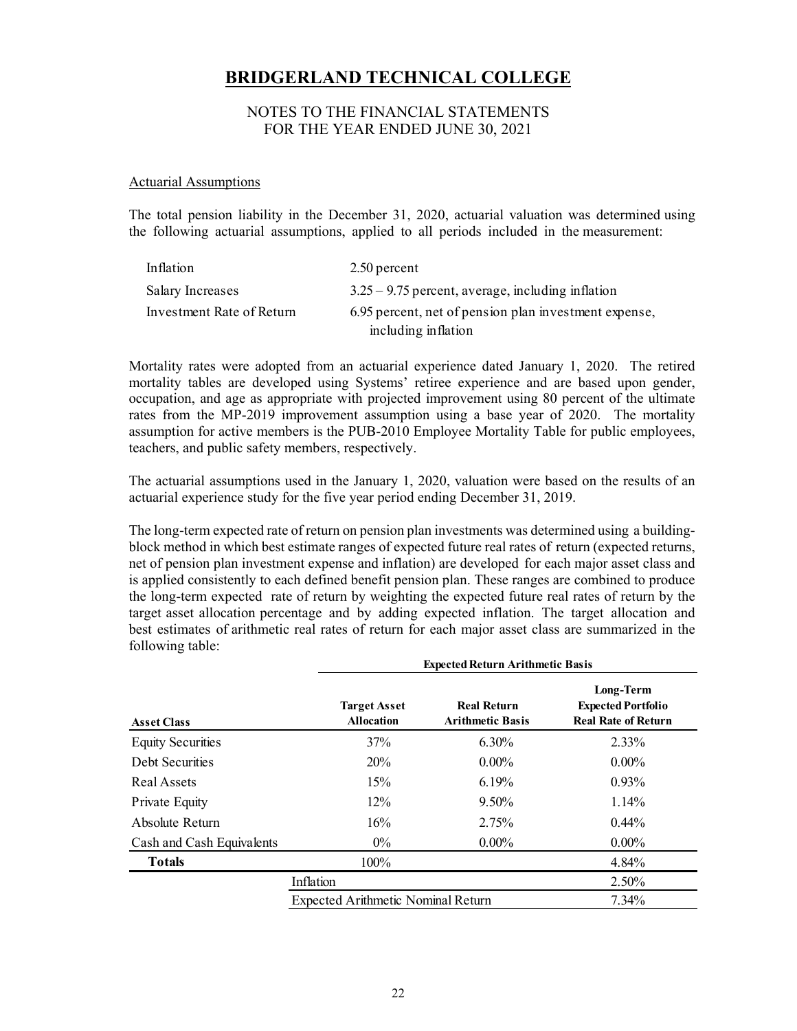# BRIDGERLAND TECHNICAL COLLEGE

NOTES TO THE FINANCIAL STATEMENTS
FOR THE YEAR ENDED JUNE 30, 2021

Actuarial Assumptions

The total pension liability in the December 31, 2020, actuarial valuation was determined using the following actuarial assumptions, applied to all periods included in the measurement:

| | |
|---|---|
| Inflation | 2.50 percent |
| Salary Increases | 3.25 – 9.75 percent, average, including inflation |
| Investment Rate of Return | 6.95 percent, net of pension plan investment expense, including inflation |

Mortality rates were adopted from an actuarial experience dated January 1, 2020. The retired mortality tables are developed using Systems' retiree experience and are based upon gender, occupation, and age as appropriate with projected improvement using 80 percent of the ultimate rates from the MP-2019 improvement assumption using a base year of 2020. The mortality assumption for active members is the PUB-2010 Employee Mortality Table for public employees, teachers, and public safety members, respectively.

The actuarial assumptions used in the January 1, 2020, valuation were based on the results of an actuarial experience study for the five year period ending December 31, 2019.

The long-term expected rate of return on pension plan investments was determined using a building-block method in which best estimate ranges of expected future real rates of return (expected returns, net of pension plan investment expense and inflation) are developed for each major asset class and is applied consistently to each defined benefit pension plan. These ranges are combined to produce the long-term expected rate of return by weighting the expected future real rates of return by the target asset allocation percentage and by adding expected inflation. The target allocation and best estimates of arithmetic real rates of return for each major asset class are summarized in the following table:

| | Expected Return Arithmetic Basis | | |
|---|---|---|---|
| **Asset Class** | **Target Asset Allocation** | **Real Return Arithmetic Basis** | **Long-Term Expected Portfolio Real Rate of Return** |
| Equity Securities | 37% | 6.30% | 2.33% |
| Debt Securities | 20% | 0.00% | 0.00% |
| Real Assets | 15% | 6.19% | 0.93% |
| Private Equity | 12% | 9.50% | 1.14% |
| Absolute Return | 16% | 2.75% | 0.44% |
| Cash and Cash Equivalents | 0% | 0.00% | 0.00% |
| **Totals** | 100% | | 4.84% |
| | Inflation | | 2.50% |
| | Expected Arithmetic Nominal Return | | 7.34% |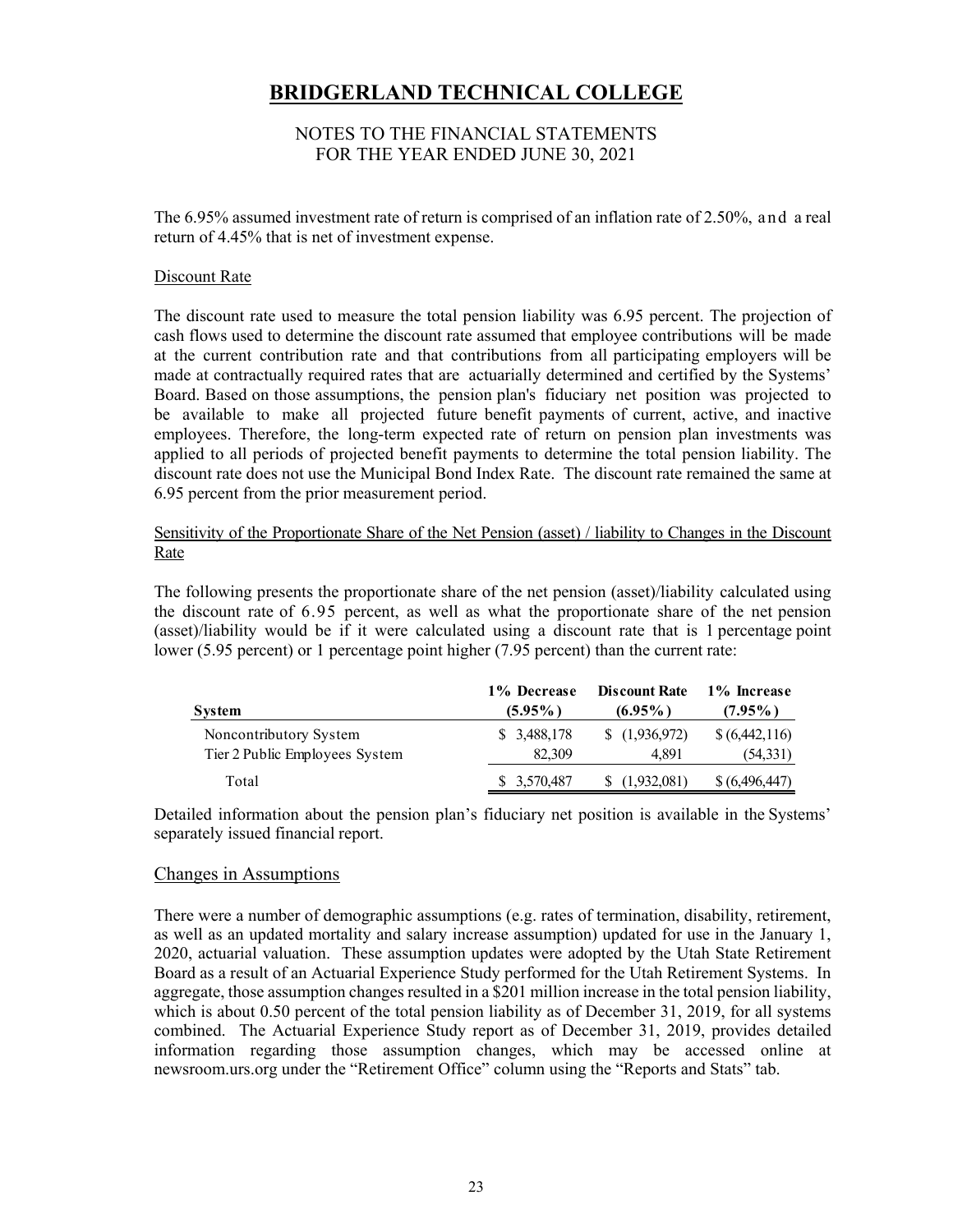# BRIDGERLAND TECHNICAL COLLEGE

NOTES TO THE FINANCIAL STATEMENTS
FOR THE YEAR ENDED JUNE 30, 2021

The 6.95% assumed investment rate of return is comprised of an inflation rate of 2.50%, and a real return of 4.45% that is net of investment expense.

Discount Rate

The discount rate used to measure the total pension liability was 6.95 percent. The projection of cash flows used to determine the discount rate assumed that employee contributions will be made at the current contribution rate and that contributions from all participating employers will be made at contractually required rates that are actuarially determined and certified by the Systems' Board. Based on those assumptions, the pension plan's fiduciary net position was projected to be available to make all projected future benefit payments of current, active, and inactive employees. Therefore, the long-term expected rate of return on pension plan investments was applied to all periods of projected benefit payments to determine the total pension liability. The discount rate does not use the Municipal Bond Index Rate. The discount rate remained the same at 6.95 percent from the prior measurement period.

Sensitivity of the Proportionate Share of the Net Pension (asset) / liability to Changes in the Discount Rate

The following presents the proportionate share of the net pension (asset)/liability calculated using the discount rate of 6.95 percent, as well as what the proportionate share of the net pension (asset)/liability would be if it were calculated using a discount rate that is 1 percentage point lower (5.95 percent) or 1 percentage point higher (7.95 percent) than the current rate:

| System | 1% Decrease (5.95%) | Discount Rate (6.95%) | 1% Increase (7.95%) |
|---|---|---|---|
| Noncontributory System | $ 3,488,178 | $ (1,936,972) | $ (6,442,116) |
| Tier 2 Public Employees System | 82,309 | 4,891 | (54,331) |
| Total | $ 3,570,487 | $ (1,932,081) | $ (6,496,447) |

Detailed information about the pension plan's fiduciary net position is available in the Systems' separately issued financial report.

## Changes in Assumptions

There were a number of demographic assumptions (e.g. rates of termination, disability, retirement, as well as an updated mortality and salary increase assumption) updated for use in the January 1, 2020, actuarial valuation. These assumption updates were adopted by the Utah State Retirement Board as a result of an Actuarial Experience Study performed for the Utah Retirement Systems. In aggregate, those assumption changes resulted in a $201 million increase in the total pension liability, which is about 0.50 percent of the total pension liability as of December 31, 2019, for all systems combined. The Actuarial Experience Study report as of December 31, 2019, provides detailed information regarding those assumption changes, which may be accessed online at newsroom.urs.org under the "Retirement Office" column using the "Reports and Stats" tab.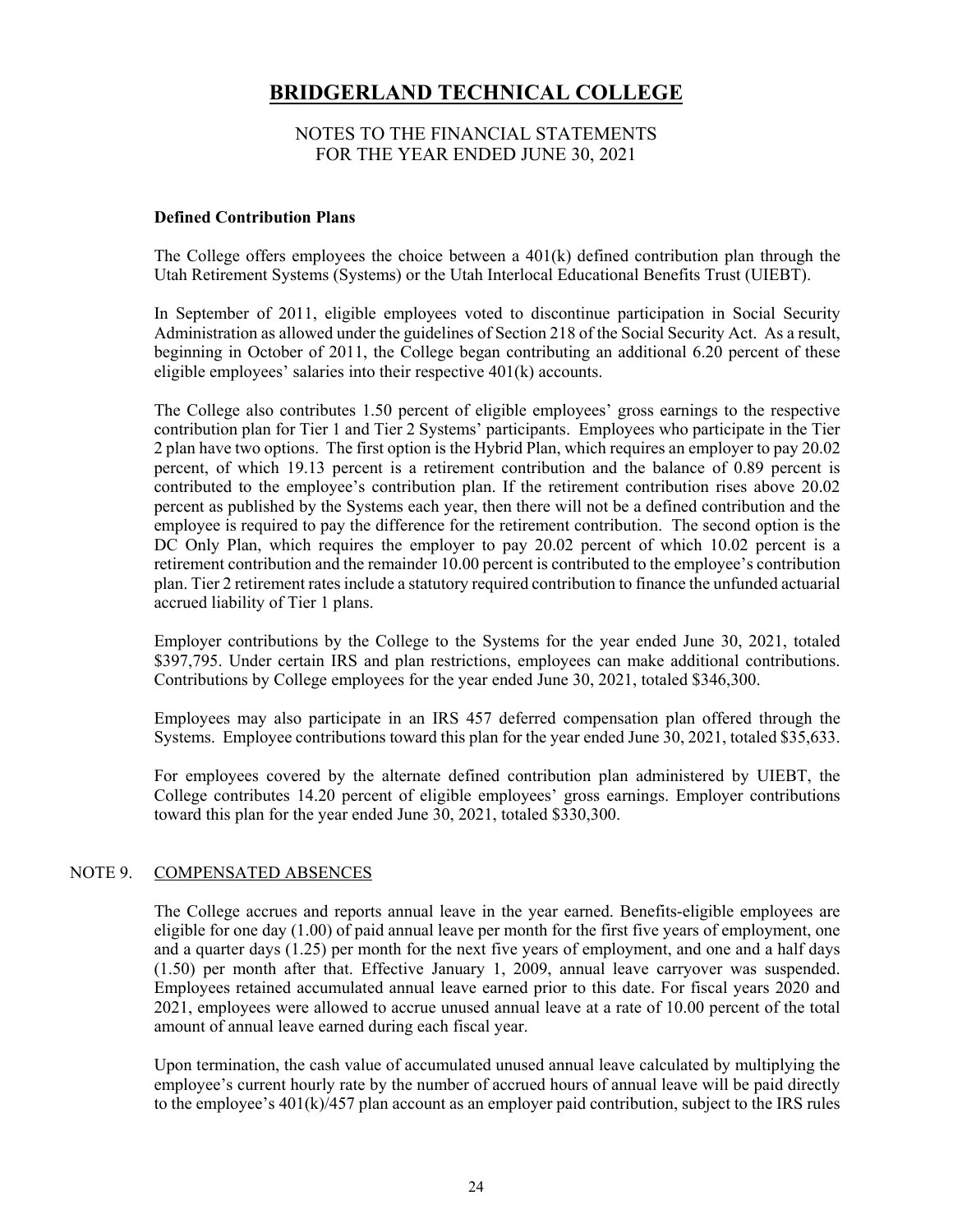# BRIDGERLAND TECHNICAL COLLEGE

NOTES TO THE FINANCIAL STATEMENTS
FOR THE YEAR ENDED JUNE 30, 2021

**Defined Contribution Plans**

The College offers employees the choice between a 401(k) defined contribution plan through the Utah Retirement Systems (Systems) or the Utah Interlocal Educational Benefits Trust (UIEBT).

In September of 2011, eligible employees voted to discontinue participation in Social Security Administration as allowed under the guidelines of Section 218 of the Social Security Act. As a result, beginning in October of 2011, the College began contributing an additional 6.20 percent of these eligible employees' salaries into their respective 401(k) accounts.

The College also contributes 1.50 percent of eligible employees' gross earnings to the respective contribution plan for Tier 1 and Tier 2 Systems' participants. Employees who participate in the Tier 2 plan have two options. The first option is the Hybrid Plan, which requires an employer to pay 20.02 percent, of which 19.13 percent is a retirement contribution and the balance of 0.89 percent is contributed to the employee's contribution plan. If the retirement contribution rises above 20.02 percent as published by the Systems each year, then there will not be a defined contribution and the employee is required to pay the difference for the retirement contribution. The second option is the DC Only Plan, which requires the employer to pay 20.02 percent of which 10.02 percent is a retirement contribution and the remainder 10.00 percent is contributed to the employee's contribution plan. Tier 2 retirement rates include a statutory required contribution to finance the unfunded actuarial accrued liability of Tier 1 plans.

Employer contributions by the College to the Systems for the year ended June 30, 2021, totaled \$397,795. Under certain IRS and plan restrictions, employees can make additional contributions. Contributions by College employees for the year ended June 30, 2021, totaled \$346,300.

Employees may also participate in an IRS 457 deferred compensation plan offered through the Systems. Employee contributions toward this plan for the year ended June 30, 2021, totaled \$35,633.

For employees covered by the alternate defined contribution plan administered by UIEBT, the College contributes 14.20 percent of eligible employees' gross earnings. Employer contributions toward this plan for the year ended June 30, 2021, totaled \$330,300.

## NOTE 9. COMPENSATED ABSENCES

The College accrues and reports annual leave in the year earned. Benefits-eligible employees are eligible for one day (1.00) of paid annual leave per month for the first five years of employment, one and a quarter days (1.25) per month for the next five years of employment, and one and a half days (1.50) per month after that. Effective January 1, 2009, annual leave carryover was suspended. Employees retained accumulated annual leave earned prior to this date. For fiscal years 2020 and 2021, employees were allowed to accrue unused annual leave at a rate of 10.00 percent of the total amount of annual leave earned during each fiscal year.

Upon termination, the cash value of accumulated unused annual leave calculated by multiplying the employee's current hourly rate by the number of accrued hours of annual leave will be paid directly to the employee's 401(k)/457 plan account as an employer paid contribution, subject to the IRS rules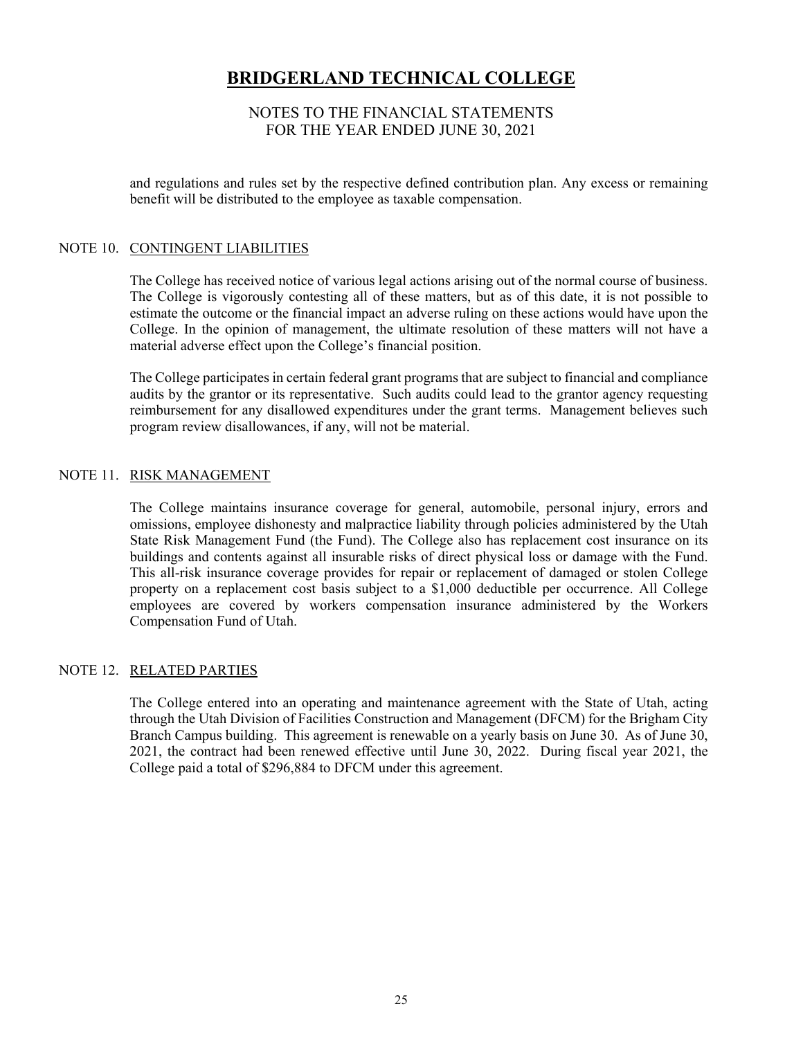and regulations and rules set by the respective defined contribution plan. Any excess or remaining benefit will be distributed to the employee as taxable compensation.

## NOTE 10. CONTINGENT LIABILITIES

The College has received notice of various legal actions arising out of the normal course of business. The College is vigorously contesting all of these matters, but as of this date, it is not possible to estimate the outcome or the financial impact an adverse ruling on these actions would have upon the College. In the opinion of management, the ultimate resolution of these matters will not have a material adverse effect upon the College's financial position.

The College participates in certain federal grant programs that are subject to financial and compliance audits by the grantor or its representative. Such audits could lead to the grantor agency requesting reimbursement for any disallowed expenditures under the grant terms. Management believes such program review disallowances, if any, will not be material.

## NOTE 11. RISK MANAGEMENT

The College maintains insurance coverage for general, automobile, personal injury, errors and omissions, employee dishonesty and malpractice liability through policies administered by the Utah State Risk Management Fund (the Fund). The College also has replacement cost insurance on its buildings and contents against all insurable risks of direct physical loss or damage with the Fund. This all-risk insurance coverage provides for repair or replacement of damaged or stolen College property on a replacement cost basis subject to a $1,000 deductible per occurrence. All College employees are covered by workers compensation insurance administered by the Workers Compensation Fund of Utah.

## NOTE 12. RELATED PARTIES

The College entered into an operating and maintenance agreement with the State of Utah, acting through the Utah Division of Facilities Construction and Management (DFCM) for the Brigham City Branch Campus building. This agreement is renewable on a yearly basis on June 30. As of June 30, 2021, the contract had been renewed effective until June 30, 2022. During fiscal year 2021, the College paid a total of $296,884 to DFCM under this agreement.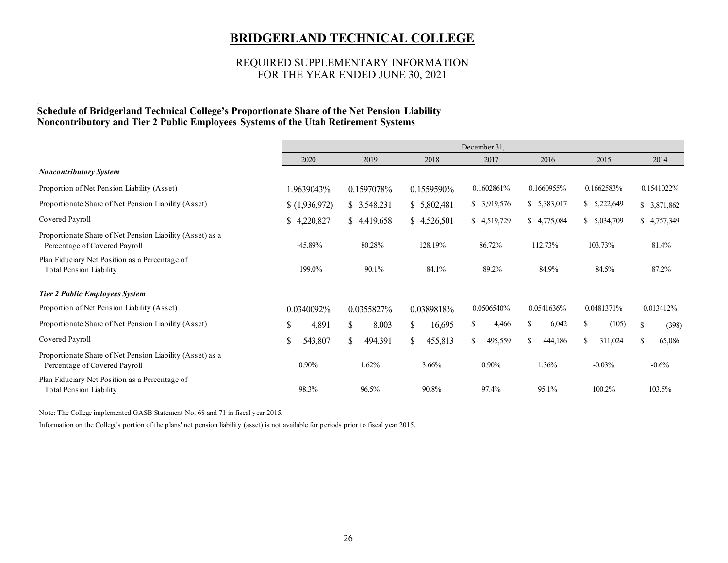# BRIDGERLAND TECHNICAL COLLEGE

REQUIRED SUPPLEMENTARY INFORMATION
FOR THE YEAR ENDED JUNE 30, 2021

**Schedule of Bridgerland Technical College's Proportionate Share of the Net Pension Liability Noncontributory and Tier 2 Public Employees Systems of the Utah Retirement Systems**

| | December 31, | | | | | | |
|---|---|---|---|---|---|---|---|
| | 2020 | 2019 | 2018 | 2017 | 2016 | 2015 | 2014 |
| ***Noncontributory System*** | | | | | | | |
| Proportion of Net Pension Liability (Asset) | 1.9639043% | 0.1597078% | 0.1559590% | 0.1602861% | 0.1660955% | 0.1662583% | 0.1541022% |
| Proportionate Share of Net Pension Liability (Asset) | $ (1,936,972) | $ 3,548,231 | $ 5,802,481 | $ 3,919,576 | $ 5,383,017 | $ 5,222,649 | $ 3,871,862 |
| Covered Payroll | $ 4,220,827 | $ 4,419,658 | $ 4,526,501 | $ 4,519,729 | $ 4,775,084 | $ 5,034,709 | $ 4,757,349 |
| Proportionate Share of Net Pension Liability (Asset) as a Percentage of Covered Payroll | -45.89% | 80.28% | 128.19% | 86.72% | 112.73% | 103.73% | 81.4% |
| Plan Fiduciary Net Position as a Percentage of Total Pension Liability | 199.0% | 90.1% | 84.1% | 89.2% | 84.9% | 84.5% | 87.2% |
| ***Tier 2 Public Employees System*** | | | | | | | |
| Proportion of Net Pension Liability (Asset) | 0.0340092% | 0.0355827% | 0.0389818% | 0.0506540% | 0.0541636% | 0.0481371% | 0.013412% |
| Proportionate Share of Net Pension Liability (Asset) | $ 4,891 | $ 8,003 | $ 16,695 | $ 4,466 | $ 6,042 | $ (105) | $ (398) |
| Covered Payroll | $ 543,807 | $ 494,391 | $ 455,813 | $ 495,559 | $ 444,186 | $ 311,024 | $ 65,086 |
| Proportionate Share of Net Pension Liability (Asset) as a Percentage of Covered Payroll | 0.90% | 1.62% | 3.66% | 0.90% | 1.36% | -0.03% | -0.6% |
| Plan Fiduciary Net Position as a Percentage of Total Pension Liability | 98.3% | 96.5% | 90.8% | 97.4% | 95.1% | 100.2% | 103.5% |

Note: The College implemented GASB Statement No. 68 and 71 in fiscal year 2015.

Information on the College's portion of the plans' net pension liability (asset) is not available for periods prior to fiscal year 2015.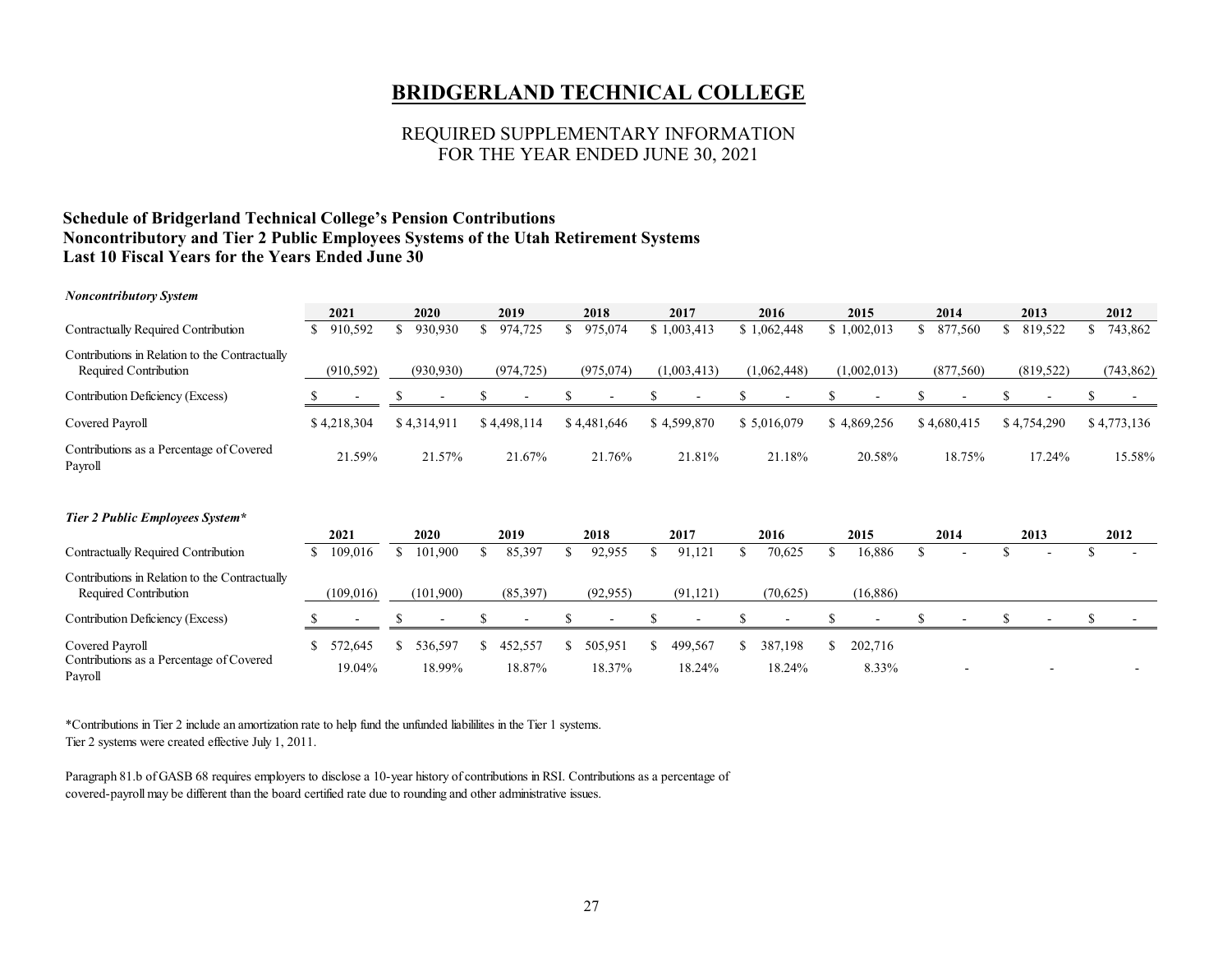# BRIDGERLAND TECHNICAL COLLEGE

REQUIRED SUPPLEMENTARY INFORMATION
FOR THE YEAR ENDED JUNE 30, 2021

### Schedule of Bridgerland Technical College's Pension Contributions
### Noncontributory and Tier 2 Public Employees Systems of the Utah Retirement Systems
### Last 10 Fiscal Years for the Years Ended June 30

***Noncontributory System***

| | 2021 | 2020 | 2019 | 2018 | 2017 | 2016 | 2015 | 2014 | 2013 | 2012 |
|---|---|---|---|---|---|---|---|---|---|---|
| Contractually Required Contribution | $ 910,592 | $ 930,930 | $ 974,725 | $ 975,074 | $ 1,003,413 | $ 1,062,448 | $ 1,002,013 | $ 877,560 | $ 819,522 | $ 743,862 |
| Contributions in Relation to the Contractually Required Contribution | (910,592) | (930,930) | (974,725) | (975,074) | (1,003,413) | (1,062,448) | (1,002,013) | (877,560) | (819,522) | (743,862) |
| Contribution Deficiency (Excess) | $ - | $ - | $ - | $ - | $ - | $ - | $ - | $ - | $ - | $ - |
| Covered Payroll | $ 4,218,304 | $ 4,314,911 | $ 4,498,114 | $ 4,481,646 | $ 4,599,870 | $ 5,016,079 | $ 4,869,256 | $ 4,680,415 | $ 4,754,290 | $ 4,773,136 |
| Contributions as a Percentage of Covered Payroll | 21.59% | 21.57% | 21.67% | 21.76% | 21.81% | 21.18% | 20.58% | 18.75% | 17.24% | 15.58% |

***Tier 2 Public Employees System****

| | 2021 | 2020 | 2019 | 2018 | 2017 | 2016 | 2015 | 2014 | 2013 | 2012 |
|---|---|---|---|---|---|---|---|---|---|---|
| Contractually Required Contribution | $ 109,016 | $ 101,900 | $ 85,397 | $ 92,955 | $ 91,121 | $ 70,625 | $ 16,886 | $ - | $ - | $ - |
| Contributions in Relation to the Contractually Required Contribution | (109,016) | (101,900) | (85,397) | (92,955) | (91,121) | (70,625) | (16,886) | | | |
| Contribution Deficiency (Excess) | $ - | $ - | $ - | $ - | $ - | $ - | $ - | $ - | $ - | $ - |
| Covered Payroll | $ 572,645 | $ 536,597 | $ 452,557 | $ 505,951 | $ 499,567 | $ 387,198 | $ 202,716 | | | |
| Contributions as a Percentage of Covered Payroll | 19.04% | 18.99% | 18.87% | 18.37% | 18.24% | 18.24% | 8.33% | - | - | - |

*Contributions in Tier 2 include an amortization rate to help fund the unfunded liabililites in the Tier 1 systems.
Tier 2 systems were created effective July 1, 2011.

Paragraph 81.b of GASB 68 requires employers to disclose a 10-year history of contributions in RSI. Contributions as a percentage of covered-payroll may be different than the board certified rate due to rounding and other administrative issues.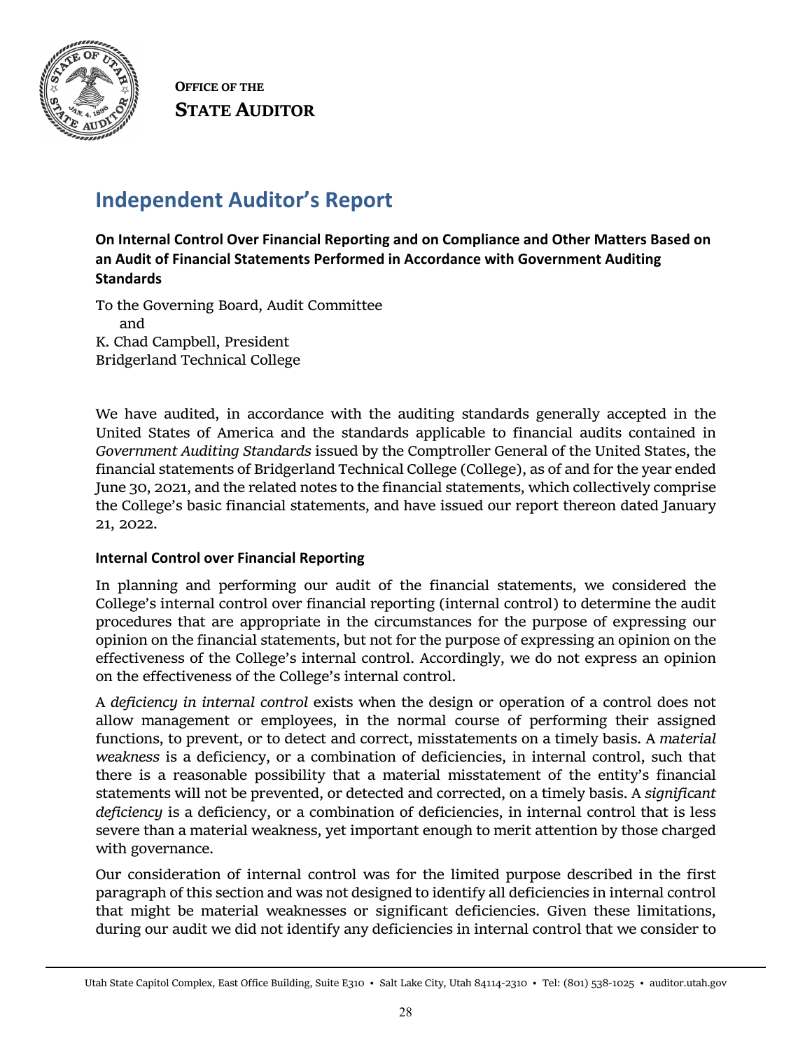**Office of the**
**State Auditor**

# Independent Auditor's Report

### On Internal Control Over Financial Reporting and on Compliance and Other Matters Based on an Audit of Financial Statements Performed in Accordance with Government Auditing Standards

To the Governing Board, Audit Committee
and
K. Chad Campbell, President
Bridgerland Technical College

We have audited, in accordance with the auditing standards generally accepted in the United States of America and the standards applicable to financial audits contained in *Government Auditing Standards* issued by the Comptroller General of the United States, the financial statements of Bridgerland Technical College (College), as of and for the year ended June 30, 2021, and the related notes to the financial statements, which collectively comprise the College's basic financial statements, and have issued our report thereon dated January 21, 2022.

#### Internal Control over Financial Reporting

In planning and performing our audit of the financial statements, we considered the College's internal control over financial reporting (internal control) to determine the audit procedures that are appropriate in the circumstances for the purpose of expressing our opinion on the financial statements, but not for the purpose of expressing an opinion on the effectiveness of the College's internal control. Accordingly, we do not express an opinion on the effectiveness of the College's internal control.

A *deficiency in internal control* exists when the design or operation of a control does not allow management or employees, in the normal course of performing their assigned functions, to prevent, or to detect and correct, misstatements on a timely basis. A *material weakness* is a deficiency, or a combination of deficiencies, in internal control, such that there is a reasonable possibility that a material misstatement of the entity's financial statements will not be prevented, or detected and corrected, on a timely basis. A *significant deficiency* is a deficiency, or a combination of deficiencies, in internal control that is less severe than a material weakness, yet important enough to merit attention by those charged with governance.

Our consideration of internal control was for the limited purpose described in the first paragraph of this section and was not designed to identify all deficiencies in internal control that might be material weaknesses or significant deficiencies. Given these limitations, during our audit we did not identify any deficiencies in internal control that we consider to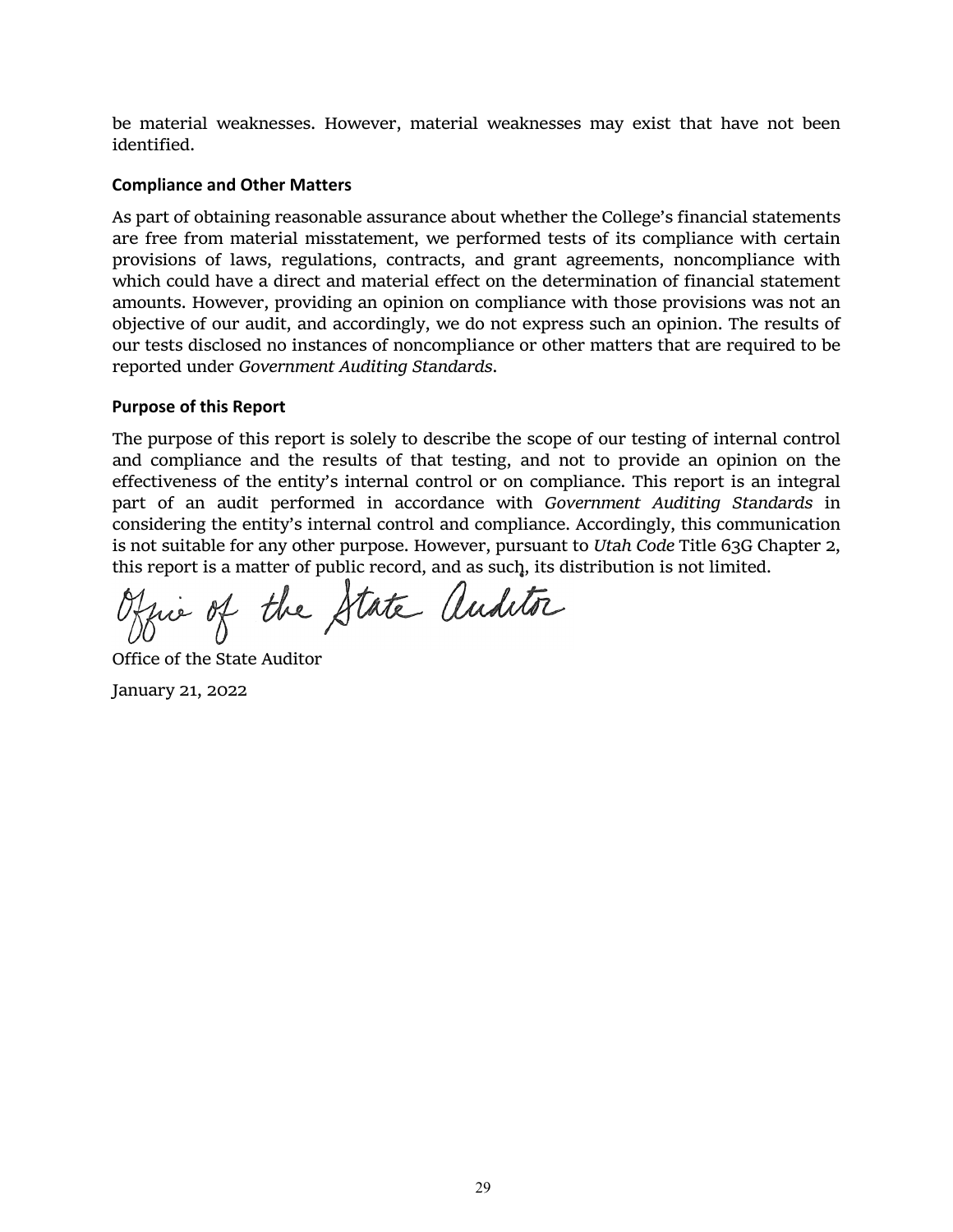be material weaknesses. However, material weaknesses may exist that have not been identified.

### Compliance and Other Matters

As part of obtaining reasonable assurance about whether the College's financial statements are free from material misstatement, we performed tests of its compliance with certain provisions of laws, regulations, contracts, and grant agreements, noncompliance with which could have a direct and material effect on the determination of financial statement amounts. However, providing an opinion on compliance with those provisions was not an objective of our audit, and accordingly, we do not express such an opinion. The results of our tests disclosed no instances of noncompliance or other matters that are required to be reported under *Government Auditing Standards*.

### Purpose of this Report

The purpose of this report is solely to describe the scope of our testing of internal control and compliance and the results of that testing, and not to provide an opinion on the effectiveness of the entity's internal control or on compliance. This report is an integral part of an audit performed in accordance with *Government Auditing Standards* in considering the entity's internal control and compliance. Accordingly, this communication is not suitable for any other purpose. However, pursuant to *Utah Code* Title 63G Chapter 2, this report is a matter of public record, and as such, its distribution is not limited.

*Office of the State Auditor*

Office of the State Auditor

January 21, 2022